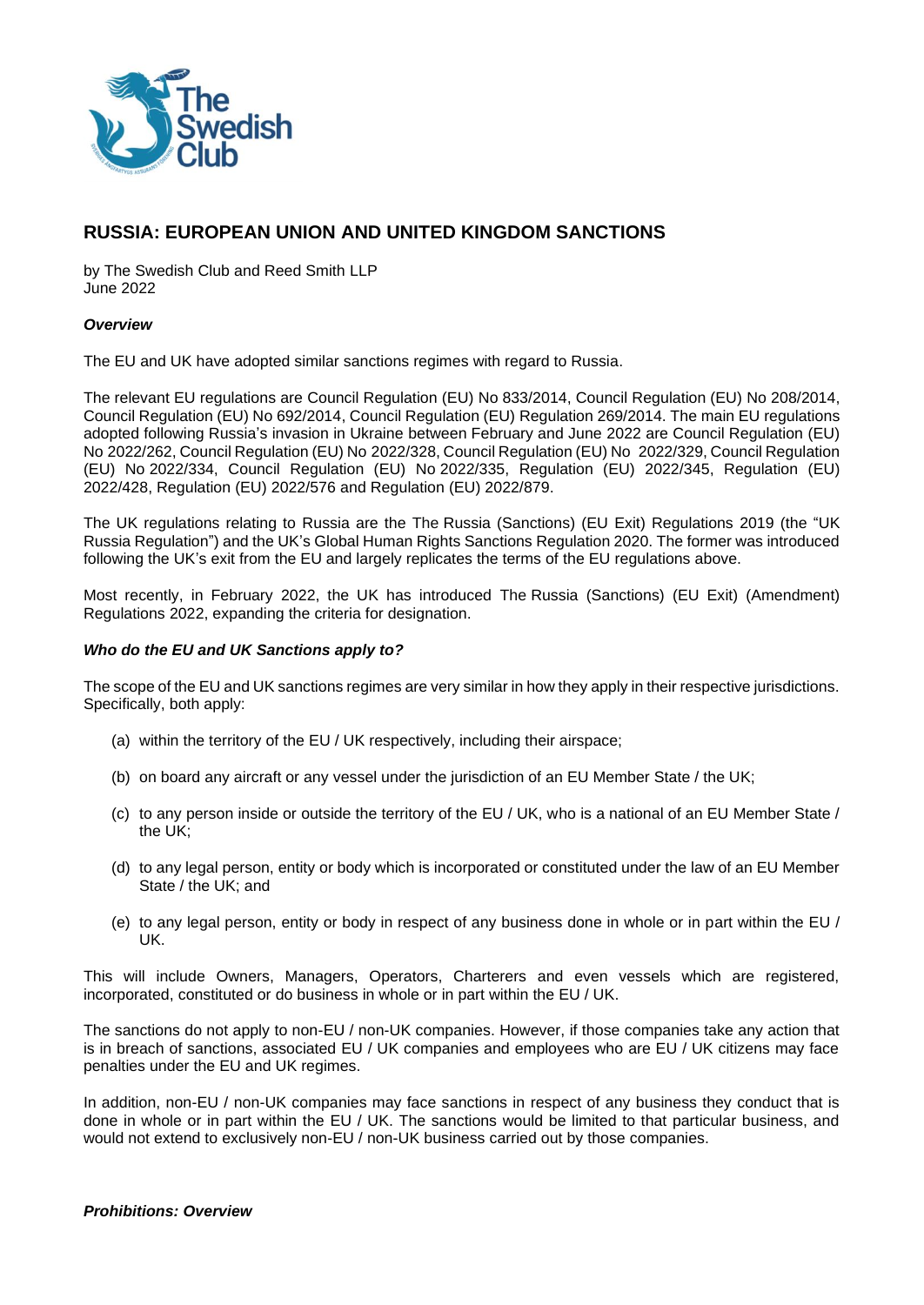# RUSSIA: EUROPEAN UNION AND UNITED KINGDOM SANCTIONS

by The Swedish Club and Reed Smith LLP
June 2022

***Overview***

The EU and UK have adopted similar sanctions regimes with regard to Russia.

The relevant EU regulations are Council Regulation (EU) No 833/2014, Council Regulation (EU) No 208/2014, Council Regulation (EU) No 692/2014, Council Regulation (EU) Regulation 269/2014. The main EU regulations adopted following Russia's invasion in Ukraine between February and June 2022 are Council Regulation (EU) No 2022/262, Council Regulation (EU) No 2022/328, Council Regulation (EU) No 2022/329, Council Regulation (EU) No 2022/334, Council Regulation (EU) No 2022/335, Regulation (EU) 2022/345, Regulation (EU) 2022/428, Regulation (EU) 2022/576 and Regulation (EU) 2022/879.

The UK regulations relating to Russia are the The Russia (Sanctions) (EU Exit) Regulations 2019 (the "UK Russia Regulation") and the UK's Global Human Rights Sanctions Regulation 2020. The former was introduced following the UK's exit from the EU and largely replicates the terms of the EU regulations above.

Most recently, in February 2022, the UK has introduced The Russia (Sanctions) (EU Exit) (Amendment) Regulations 2022, expanding the criteria for designation.

***Who do the EU and UK Sanctions apply to?***

The scope of the EU and UK sanctions regimes are very similar in how they apply in their respective jurisdictions. Specifically, both apply:

(a) within the territory of the EU / UK respectively, including their airspace;

(b) on board any aircraft or any vessel under the jurisdiction of an EU Member State / the UK;

(c) to any person inside or outside the territory of the EU / UK, who is a national of an EU Member State / the UK;

(d) to any legal person, entity or body which is incorporated or constituted under the law of an EU Member State / the UK; and

(e) to any legal person, entity or body in respect of any business done in whole or in part within the EU / UK.

This will include Owners, Managers, Operators, Charterers and even vessels which are registered, incorporated, constituted or do business in whole or in part within the EU / UK.

The sanctions do not apply to non-EU / non-UK companies. However, if those companies take any action that is in breach of sanctions, associated EU / UK companies and employees who are EU / UK citizens may face penalties under the EU and UK regimes.

In addition, non-EU / non-UK companies may face sanctions in respect of any business they conduct that is done in whole or in part within the EU / UK. The sanctions would be limited to that particular business, and would not extend to exclusively non-EU / non-UK business carried out by those companies.

***Prohibitions: Overview***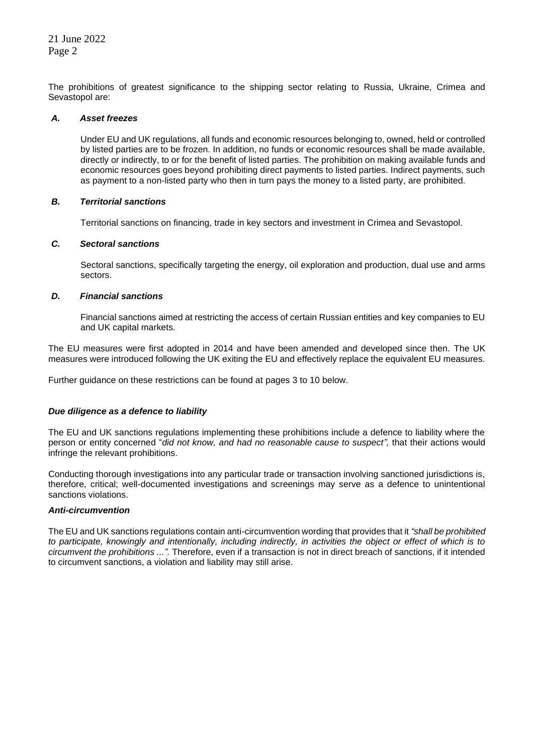The prohibitions of greatest significance to the shipping sector relating to Russia, Ukraine, Crimea and Sevastopol are:

***A. Asset freezes***

Under EU and UK regulations, all funds and economic resources belonging to, owned, held or controlled by listed parties are to be frozen. In addition, no funds or economic resources shall be made available, directly or indirectly, to or for the benefit of listed parties. The prohibition on making available funds and economic resources goes beyond prohibiting direct payments to listed parties. Indirect payments, such as payment to a non-listed party who then in turn pays the money to a listed party, are prohibited.

***B. Territorial sanctions***

Territorial sanctions on financing, trade in key sectors and investment in Crimea and Sevastopol.

***C. Sectoral sanctions***

Sectoral sanctions, specifically targeting the energy, oil exploration and production, dual use and arms sectors.

***D. Financial sanctions***

Financial sanctions aimed at restricting the access of certain Russian entities and key companies to EU and UK capital markets.

The EU measures were first adopted in 2014 and have been amended and developed since then. The UK measures were introduced following the UK exiting the EU and effectively replace the equivalent EU measures.

Further guidance on these restrictions can be found at pages 3 to 10 below.

***Due diligence as a defence to liability***

The EU and UK sanctions regulations implementing these prohibitions include a defence to liability where the person or entity concerned "*did not know, and had no reasonable cause to suspect",* that their actions would infringe the relevant prohibitions.

Conducting thorough investigations into any particular trade or transaction involving sanctioned jurisdictions is, therefore, critical; well-documented investigations and screenings may serve as a defence to unintentional sanctions violations.

***Anti-circumvention***

The EU and UK sanctions regulations contain anti-circumvention wording that provides that it *"shall be prohibited to participate, knowingly and intentionally, including indirectly, in activities the object or effect of which is to circumvent the prohibitions ...".* Therefore, even if a transaction is not in direct breach of sanctions, if it intended to circumvent sanctions, a violation and liability may still arise.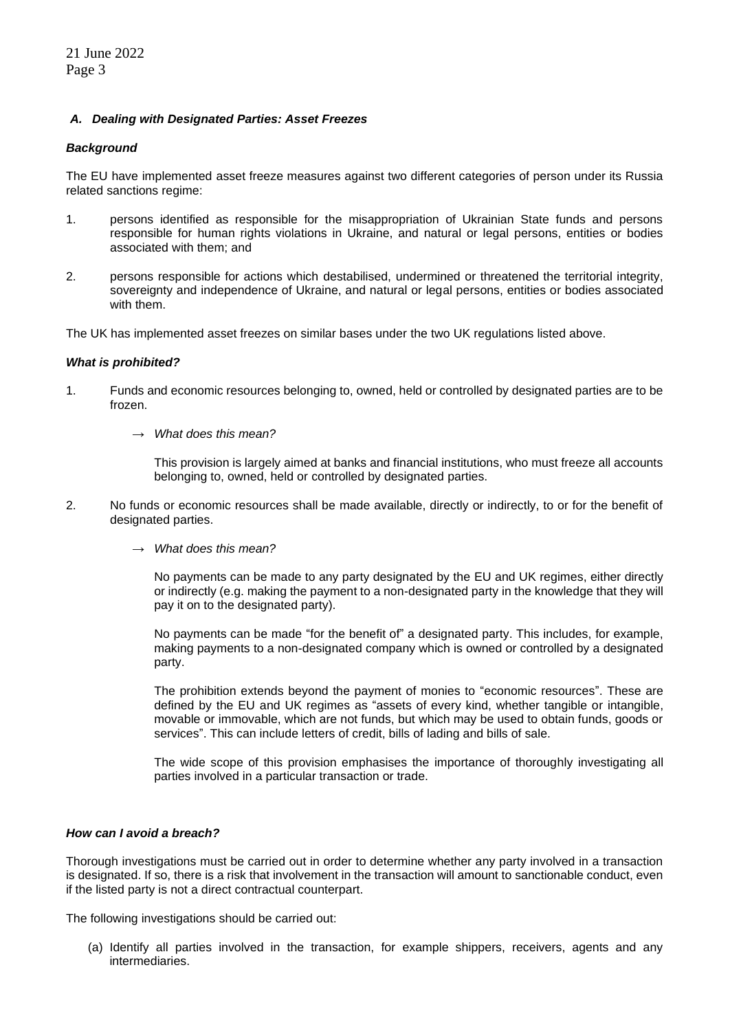### *A. Dealing with Designated Parties: Asset Freezes*

***Background***

The EU have implemented asset freeze measures against two different categories of person under its Russia related sanctions regime:

1. persons identified as responsible for the misappropriation of Ukrainian State funds and persons responsible for human rights violations in Ukraine, and natural or legal persons, entities or bodies associated with them; and

2. persons responsible for actions which destabilised, undermined or threatened the territorial integrity, sovereignty and independence of Ukraine, and natural or legal persons, entities or bodies associated with them.

The UK has implemented asset freezes on similar bases under the two UK regulations listed above.

***What is prohibited?***

1. Funds and economic resources belonging to, owned, held or controlled by designated parties are to be frozen.

   → *What does this mean?*

   This provision is largely aimed at banks and financial institutions, who must freeze all accounts belonging to, owned, held or controlled by designated parties.

2. No funds or economic resources shall be made available, directly or indirectly, to or for the benefit of designated parties.

   → *What does this mean?*

   No payments can be made to any party designated by the EU and UK regimes, either directly or indirectly (e.g. making the payment to a non-designated party in the knowledge that they will pay it on to the designated party).

   No payments can be made "for the benefit of" a designated party. This includes, for example, making payments to a non-designated company which is owned or controlled by a designated party.

   The prohibition extends beyond the payment of monies to "economic resources". These are defined by the EU and UK regimes as "assets of every kind, whether tangible or intangible, movable or immovable, which are not funds, but which may be used to obtain funds, goods or services". This can include letters of credit, bills of lading and bills of sale.

   The wide scope of this provision emphasises the importance of thoroughly investigating all parties involved in a particular transaction or trade.

***How can I avoid a breach?***

Thorough investigations must be carried out in order to determine whether any party involved in a transaction is designated. If so, there is a risk that involvement in the transaction will amount to sanctionable conduct, even if the listed party is not a direct contractual counterpart.

The following investigations should be carried out:

(a) Identify all parties involved in the transaction, for example shippers, receivers, agents and any intermediaries.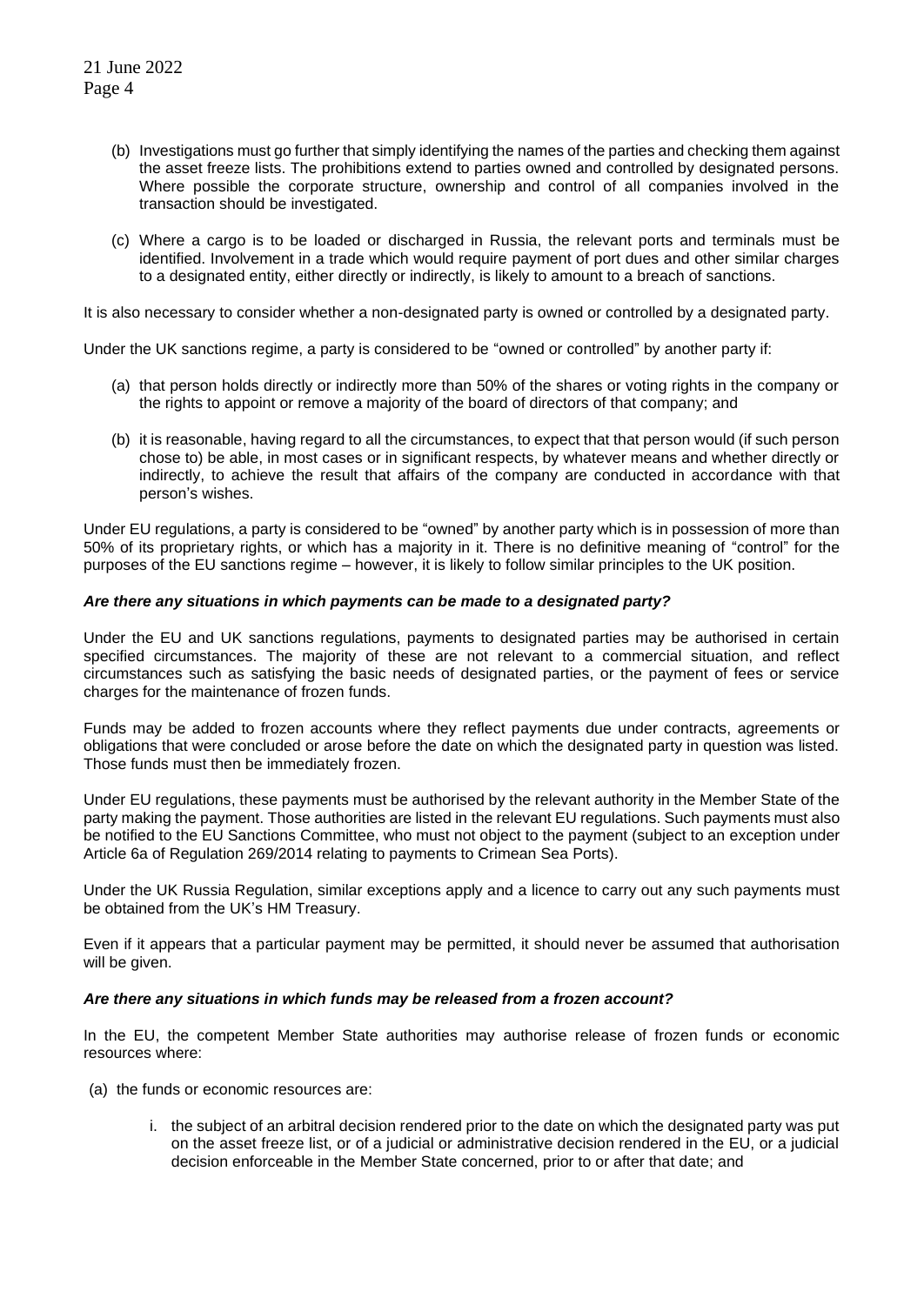(b) Investigations must go further that simply identifying the names of the parties and checking them against the asset freeze lists. The prohibitions extend to parties owned and controlled by designated persons. Where possible the corporate structure, ownership and control of all companies involved in the transaction should be investigated.

(c) Where a cargo is to be loaded or discharged in Russia, the relevant ports and terminals must be identified. Involvement in a trade which would require payment of port dues and other similar charges to a designated entity, either directly or indirectly, is likely to amount to a breach of sanctions.

It is also necessary to consider whether a non-designated party is owned or controlled by a designated party.

Under the UK sanctions regime, a party is considered to be "owned or controlled" by another party if:

(a) that person holds directly or indirectly more than 50% of the shares or voting rights in the company or the rights to appoint or remove a majority of the board of directors of that company; and

(b) it is reasonable, having regard to all the circumstances, to expect that that person would (if such person chose to) be able, in most cases or in significant respects, by whatever means and whether directly or indirectly, to achieve the result that affairs of the company are conducted in accordance with that person's wishes.

Under EU regulations, a party is considered to be "owned" by another party which is in possession of more than 50% of its proprietary rights, or which has a majority in it. There is no definitive meaning of "control" for the purposes of the EU sanctions regime – however, it is likely to follow similar principles to the UK position.

***Are there any situations in which payments can be made to a designated party?***

Under the EU and UK sanctions regulations, payments to designated parties may be authorised in certain specified circumstances. The majority of these are not relevant to a commercial situation, and reflect circumstances such as satisfying the basic needs of designated parties, or the payment of fees or service charges for the maintenance of frozen funds.

Funds may be added to frozen accounts where they reflect payments due under contracts, agreements or obligations that were concluded or arose before the date on which the designated party in question was listed. Those funds must then be immediately frozen.

Under EU regulations, these payments must be authorised by the relevant authority in the Member State of the party making the payment. Those authorities are listed in the relevant EU regulations. Such payments must also be notified to the EU Sanctions Committee, who must not object to the payment (subject to an exception under Article 6a of Regulation 269/2014 relating to payments to Crimean Sea Ports).

Under the UK Russia Regulation, similar exceptions apply and a licence to carry out any such payments must be obtained from the UK's HM Treasury.

Even if it appears that a particular payment may be permitted, it should never be assumed that authorisation will be given.

***Are there any situations in which funds may be released from a frozen account?***

In the EU, the competent Member State authorities may authorise release of frozen funds or economic resources where:

(a) the funds or economic resources are:

   i. the subject of an arbitral decision rendered prior to the date on which the designated party was put on the asset freeze list, or of a judicial or administrative decision rendered in the EU, or a judicial decision enforceable in the Member State concerned, prior to or after that date; and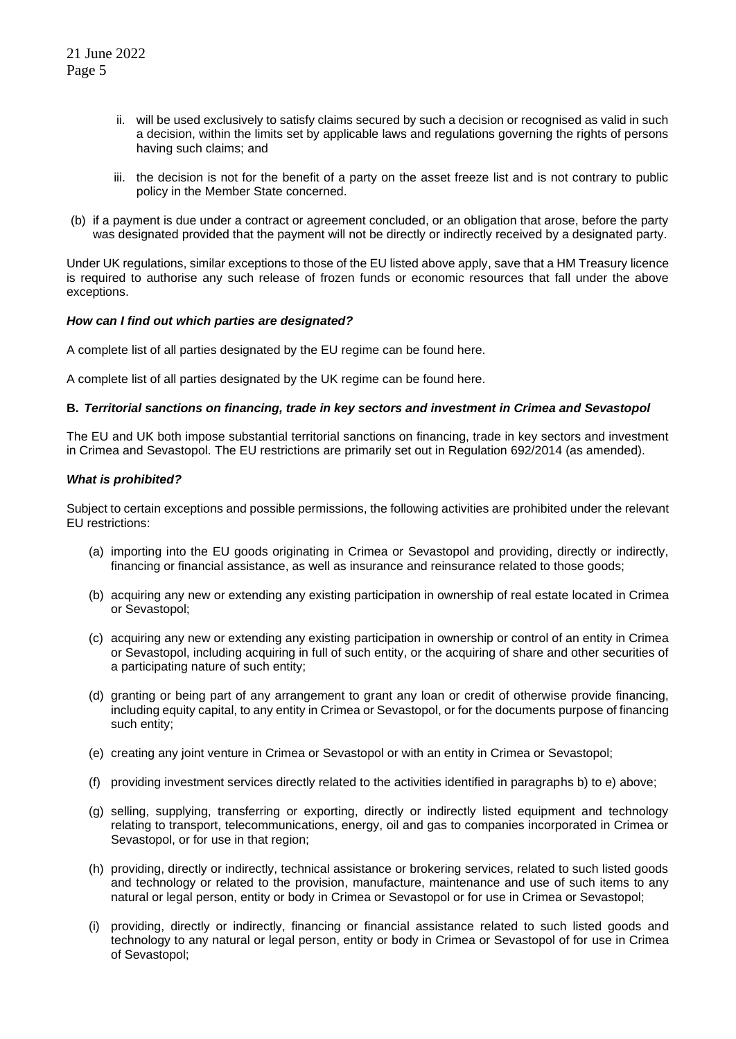ii. will be used exclusively to satisfy claims secured by such a decision or recognised as valid in such a decision, within the limits set by applicable laws and regulations governing the rights of persons having such claims; and

iii. the decision is not for the benefit of a party on the asset freeze list and is not contrary to public policy in the Member State concerned.

(b) if a payment is due under a contract or agreement concluded, or an obligation that arose, before the party was designated provided that the payment will not be directly or indirectly received by a designated party.

Under UK regulations, similar exceptions to those of the EU listed above apply, save that a HM Treasury licence is required to authorise any such release of frozen funds or economic resources that fall under the above exceptions.

***How can I find out which parties are designated?***

A complete list of all parties designated by the EU regime can be found here.

A complete list of all parties designated by the UK regime can be found here.

**B. *Territorial sanctions on financing, trade in key sectors and investment in Crimea and Sevastopol***

The EU and UK both impose substantial territorial sanctions on financing, trade in key sectors and investment in Crimea and Sevastopol. The EU restrictions are primarily set out in Regulation 692/2014 (as amended).

***What is prohibited?***

Subject to certain exceptions and possible permissions, the following activities are prohibited under the relevant EU restrictions:

(a) importing into the EU goods originating in Crimea or Sevastopol and providing, directly or indirectly, financing or financial assistance, as well as insurance and reinsurance related to those goods;

(b) acquiring any new or extending any existing participation in ownership of real estate located in Crimea or Sevastopol;

(c) acquiring any new or extending any existing participation in ownership or control of an entity in Crimea or Sevastopol, including acquiring in full of such entity, or the acquiring of share and other securities of a participating nature of such entity;

(d) granting or being part of any arrangement to grant any loan or credit of otherwise provide financing, including equity capital, to any entity in Crimea or Sevastopol, or for the documents purpose of financing such entity;

(e) creating any joint venture in Crimea or Sevastopol or with an entity in Crimea or Sevastopol;

(f) providing investment services directly related to the activities identified in paragraphs b) to e) above;

(g) selling, supplying, transferring or exporting, directly or indirectly listed equipment and technology relating to transport, telecommunications, energy, oil and gas to companies incorporated in Crimea or Sevastopol, or for use in that region;

(h) providing, directly or indirectly, technical assistance or brokering services, related to such listed goods and technology or related to the provision, manufacture, maintenance and use of such items to any natural or legal person, entity or body in Crimea or Sevastopol or for use in Crimea or Sevastopol;

(i) providing, directly or indirectly, financing or financial assistance related to such listed goods and technology to any natural or legal person, entity or body in Crimea or Sevastopol of for use in Crimea of Sevastopol;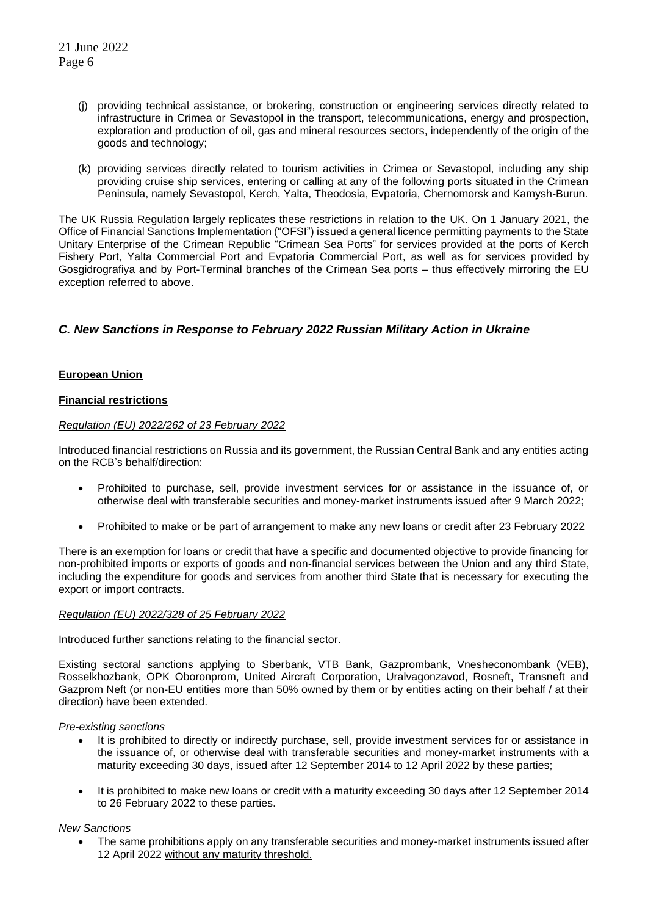(j) providing technical assistance, or brokering, construction or engineering services directly related to infrastructure in Crimea or Sevastopol in the transport, telecommunications, energy and prospection, exploration and production of oil, gas and mineral resources sectors, independently of the origin of the goods and technology;

(k) providing services directly related to tourism activities in Crimea or Sevastopol, including any ship providing cruise ship services, entering or calling at any of the following ports situated in the Crimean Peninsula, namely Sevastopol, Kerch, Yalta, Theodosia, Evpatoria, Chernomorsk and Kamysh-Burun.

The UK Russia Regulation largely replicates these restrictions in relation to the UK. On 1 January 2021, the Office of Financial Sanctions Implementation ("OFSI") issued a general licence permitting payments to the State Unitary Enterprise of the Crimean Republic "Crimean Sea Ports" for services provided at the ports of Kerch Fishery Port, Yalta Commercial Port and Evpatoria Commercial Port, as well as for services provided by Gosgidrografiya and by Port-Terminal branches of the Crimean Sea ports – thus effectively mirroring the EU exception referred to above.

## *C. New Sanctions in Response to February 2022 Russian Military Action in Ukraine*

**European Union**

**Financial restrictions**

*Regulation (EU) 2022/262 of 23 February 2022*

Introduced financial restrictions on Russia and its government, the Russian Central Bank and any entities acting on the RCB's behalf/direction:

- Prohibited to purchase, sell, provide investment services for or assistance in the issuance of, or otherwise deal with transferable securities and money-market instruments issued after 9 March 2022;
- Prohibited to make or be part of arrangement to make any new loans or credit after 23 February 2022

There is an exemption for loans or credit that have a specific and documented objective to provide financing for non-prohibited imports or exports of goods and non-financial services between the Union and any third State, including the expenditure for goods and services from another third State that is necessary for executing the export or import contracts.

*Regulation (EU) 2022/328 of 25 February 2022*

Introduced further sanctions relating to the financial sector.

Existing sectoral sanctions applying to Sberbank, VTB Bank, Gazprombank, Vnesheconombank (VEB), Rosselkhozbank, OPK Oboronprom, United Aircraft Corporation, Uralvagonzavod, Rosneft, Transneft and Gazprom Neft (or non-EU entities more than 50% owned by them or by entities acting on their behalf / at their direction) have been extended.

*Pre-existing sanctions*

- It is prohibited to directly or indirectly purchase, sell, provide investment services for or assistance in the issuance of, or otherwise deal with transferable securities and money-market instruments with a maturity exceeding 30 days, issued after 12 September 2014 to 12 April 2022 by these parties;
- It is prohibited to make new loans or credit with a maturity exceeding 30 days after 12 September 2014 to 26 February 2022 to these parties.

*New Sanctions*

- The same prohibitions apply on any transferable securities and money-market instruments issued after 12 April 2022 without any maturity threshold.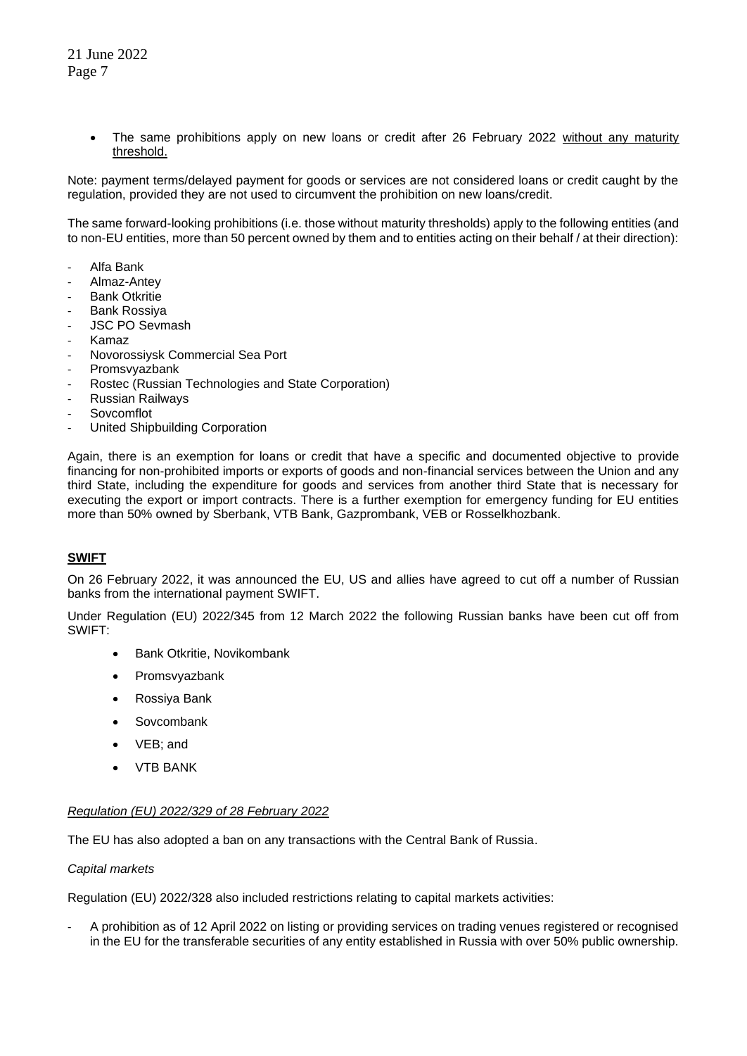- The same prohibitions apply on new loans or credit after 26 February 2022 without any maturity threshold.

Note: payment terms/delayed payment for goods or services are not considered loans or credit caught by the regulation, provided they are not used to circumvent the prohibition on new loans/credit.

The same forward-looking prohibitions (i.e. those without maturity thresholds) apply to the following entities (and to non-EU entities, more than 50 percent owned by them and to entities acting on their behalf / at their direction):

- Alfa Bank
- Almaz-Antey
- Bank Otkritie
- Bank Rossiya
- JSC PO Sevmash
- Kamaz
- Novorossiysk Commercial Sea Port
- Promsvyazbank
- Rostec (Russian Technologies and State Corporation)
- Russian Railways
- Sovcomflot
- United Shipbuilding Corporation

Again, there is an exemption for loans or credit that have a specific and documented objective to provide financing for non-prohibited imports or exports of goods and non-financial services between the Union and any third State, including the expenditure for goods and services from another third State that is necessary for executing the export or import contracts. There is a further exemption for emergency funding for EU entities more than 50% owned by Sberbank, VTB Bank, Gazprombank, VEB or Rosselkhozbank.

## SWIFT

On 26 February 2022, it was announced the EU, US and allies have agreed to cut off a number of Russian banks from the international payment SWIFT.

Under Regulation (EU) 2022/345 from 12 March 2022 the following Russian banks have been cut off from SWIFT:

- Bank Otkritie, Novikombank
- Promsvyazbank
- Rossiya Bank
- Sovcombank
- VEB; and
- VTB BANK

*Regulation (EU) 2022/329 of 28 February 2022*

The EU has also adopted a ban on any transactions with the Central Bank of Russia.

*Capital markets*

Regulation (EU) 2022/328 also included restrictions relating to capital markets activities:

- A prohibition as of 12 April 2022 on listing or providing services on trading venues registered or recognised in the EU for the transferable securities of any entity established in Russia with over 50% public ownership.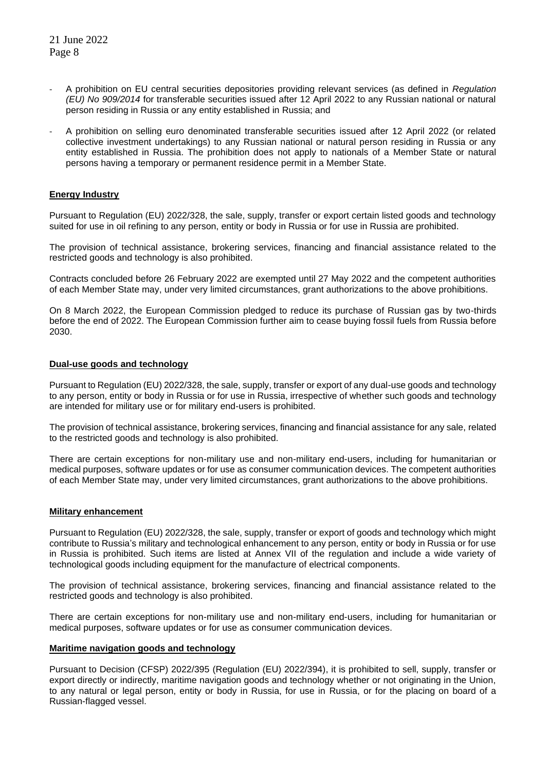- A prohibition on EU central securities depositories providing relevant services (as defined in *Regulation (EU) No 909/2014* for transferable securities issued after 12 April 2022 to any Russian national or natural person residing in Russia or any entity established in Russia; and
- A prohibition on selling euro denominated transferable securities issued after 12 April 2022 (or related collective investment undertakings) to any Russian national or natural person residing in Russia or any entity established in Russia. The prohibition does not apply to nationals of a Member State or natural persons having a temporary or permanent residence permit in a Member State.

**Energy Industry**

Pursuant to Regulation (EU) 2022/328, the sale, supply, transfer or export certain listed goods and technology suited for use in oil refining to any person, entity or body in Russia or for use in Russia are prohibited.

The provision of technical assistance, brokering services, financing and financial assistance related to the restricted goods and technology is also prohibited.

Contracts concluded before 26 February 2022 are exempted until 27 May 2022 and the competent authorities of each Member State may, under very limited circumstances, grant authorizations to the above prohibitions.

On 8 March 2022, the European Commission pledged to reduce its purchase of Russian gas by two-thirds before the end of 2022. The European Commission further aim to cease buying fossil fuels from Russia before 2030.

**Dual-use goods and technology**

Pursuant to Regulation (EU) 2022/328, the sale, supply, transfer or export of any dual-use goods and technology to any person, entity or body in Russia or for use in Russia, irrespective of whether such goods and technology are intended for military use or for military end-users is prohibited.

The provision of technical assistance, brokering services, financing and financial assistance for any sale, related to the restricted goods and technology is also prohibited.

There are certain exceptions for non-military use and non-military end-users, including for humanitarian or medical purposes, software updates or for use as consumer communication devices. The competent authorities of each Member State may, under very limited circumstances, grant authorizations to the above prohibitions.

**Military enhancement**

Pursuant to Regulation (EU) 2022/328, the sale, supply, transfer or export of goods and technology which might contribute to Russia's military and technological enhancement to any person, entity or body in Russia or for use in Russia is prohibited. Such items are listed at Annex VII of the regulation and include a wide variety of technological goods including equipment for the manufacture of electrical components.

The provision of technical assistance, brokering services, financing and financial assistance related to the restricted goods and technology is also prohibited.

There are certain exceptions for non-military use and non-military end-users, including for humanitarian or medical purposes, software updates or for use as consumer communication devices.

**Maritime navigation goods and technology**

Pursuant to Decision (CFSP) 2022/395 (Regulation (EU) 2022/394), it is prohibited to sell, supply, transfer or export directly or indirectly, maritime navigation goods and technology whether or not originating in the Union, to any natural or legal person, entity or body in Russia, for use in Russia, or for the placing on board of a Russian-flagged vessel.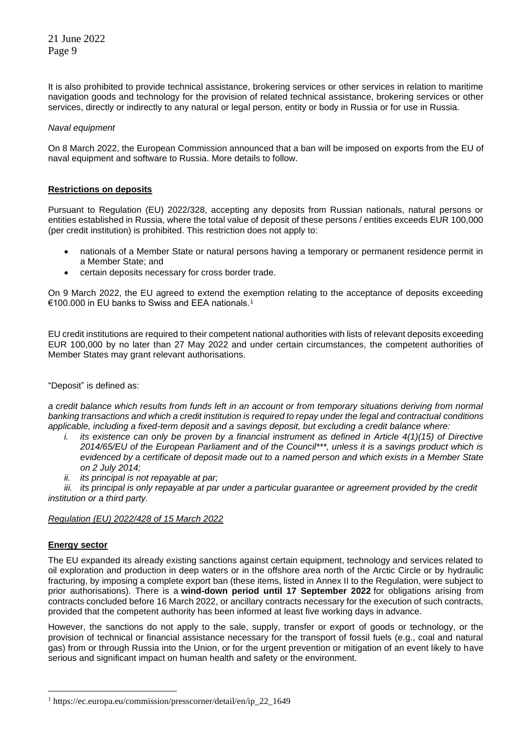It is also prohibited to provide technical assistance, brokering services or other services in relation to maritime navigation goods and technology for the provision of related technical assistance, brokering services or other services, directly or indirectly to any natural or legal person, entity or body in Russia or for use in Russia.

*Naval equipment*

On 8 March 2022, the European Commission announced that a ban will be imposed on exports from the EU of naval equipment and software to Russia. More details to follow.

**Restrictions on deposits**

Pursuant to Regulation (EU) 2022/328, accepting any deposits from Russian nationals, natural persons or entities established in Russia, where the total value of deposit of these persons / entities exceeds EUR 100,000 (per credit institution) is prohibited. This restriction does not apply to:

- nationals of a Member State or natural persons having a temporary or permanent residence permit in a Member State; and
- certain deposits necessary for cross border trade.

On 9 March 2022, the EU agreed to extend the exemption relating to the acceptance of deposits exceeding €100.000 in EU banks to Swiss and EEA nationals.[1]

EU credit institutions are required to their competent national authorities with lists of relevant deposits exceeding EUR 100,000 by no later than 27 May 2022 and under certain circumstances, the competent authorities of Member States may grant relevant authorisations.

"Deposit" is defined as:

*a credit balance which results from funds left in an account or from temporary situations deriving from normal banking transactions and which a credit institution is required to repay under the legal and contractual conditions applicable, including a fixed-term deposit and a savings deposit, but excluding a credit balance where:*

*i. its existence can only be proven by a financial instrument as defined in Article 4(1)(15) of Directive 2014/65/EU of the European Parliament and of the Council***, unless it is a savings product which is evidenced by a certificate of deposit made out to a named person and which exists in a Member State on 2 July 2014;*

*ii. its principal is not repayable at par;*

*iii. its principal is only repayable at par under a particular guarantee or agreement provided by the credit institution or a third party.*

*Regulation (EU) 2022/428 of 15 March 2022*

**Energy sector**

The EU expanded its already existing sanctions against certain equipment, technology and services related to oil exploration and production in deep waters or in the offshore area north of the Arctic Circle or by hydraulic fracturing, by imposing a complete export ban (these items, listed in Annex II to the Regulation, were subject to prior authorisations). There is a **wind-down period until 17 September 2022** for obligations arising from contracts concluded before 16 March 2022, or ancillary contracts necessary for the execution of such contracts, provided that the competent authority has been informed at least five working days in advance.

However, the sanctions do not apply to the sale, supply, transfer or export of goods or technology, or the provision of technical or financial assistance necessary for the transport of fossil fuels (e.g., coal and natural gas) from or through Russia into the Union, or for the urgent prevention or mitigation of an event likely to have serious and significant impact on human health and safety or the environment.

[1] https://ec.europa.eu/commission/presscorner/detail/en/ip_22_1649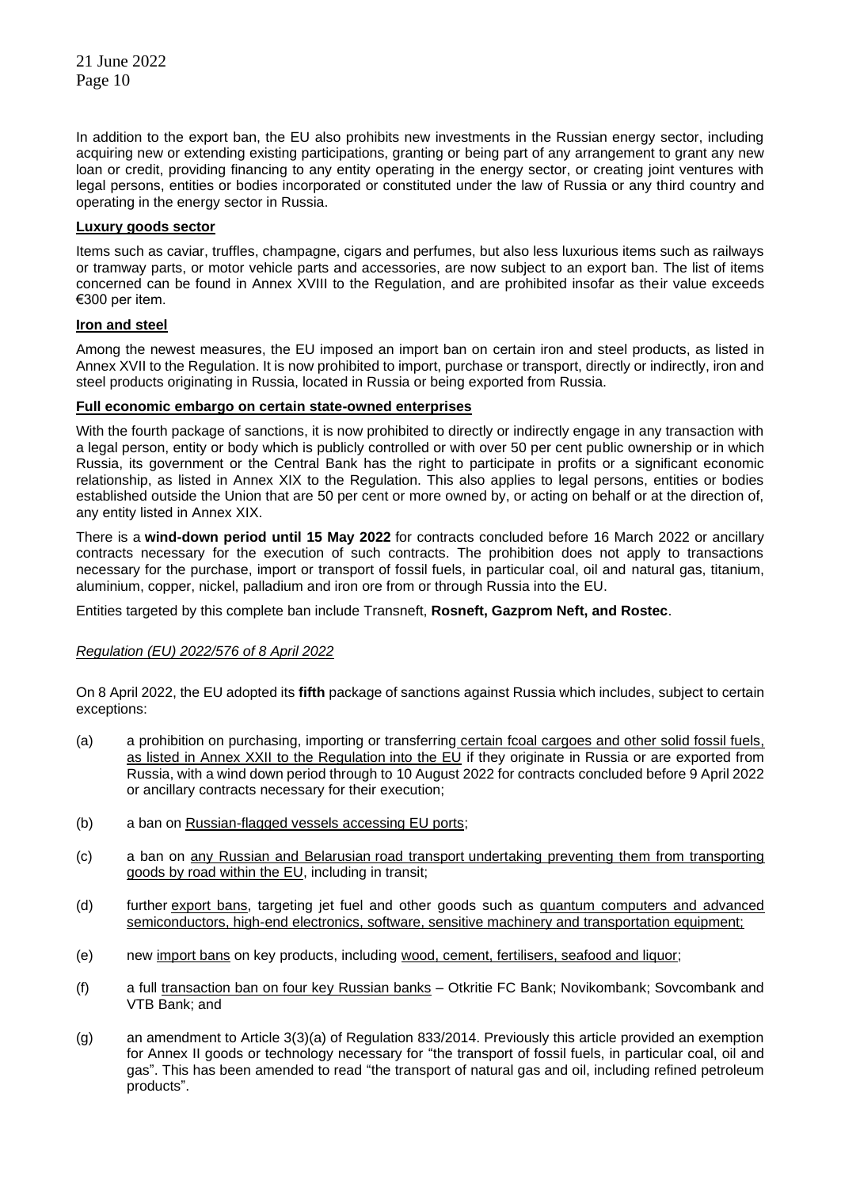In addition to the export ban, the EU also prohibits new investments in the Russian energy sector, including acquiring new or extending existing participations, granting or being part of any arrangement to grant any new loan or credit, providing financing to any entity operating in the energy sector, or creating joint ventures with legal persons, entities or bodies incorporated or constituted under the law of Russia or any third country and operating in the energy sector in Russia.

**Luxury goods sector**

Items such as caviar, truffles, champagne, cigars and perfumes, but also less luxurious items such as railways or tramway parts, or motor vehicle parts and accessories, are now subject to an export ban. The list of items concerned can be found in Annex XVIII to the Regulation, and are prohibited insofar as their value exceeds €300 per item.

**Iron and steel**

Among the newest measures, the EU imposed an import ban on certain iron and steel products, as listed in Annex XVII to the Regulation. It is now prohibited to import, purchase or transport, directly or indirectly, iron and steel products originating in Russia, located in Russia or being exported from Russia.

**Full economic embargo on certain state-owned enterprises**

With the fourth package of sanctions, it is now prohibited to directly or indirectly engage in any transaction with a legal person, entity or body which is publicly controlled or with over 50 per cent public ownership or in which Russia, its government or the Central Bank has the right to participate in profits or a significant economic relationship, as listed in Annex XIX to the Regulation. This also applies to legal persons, entities or bodies established outside the Union that are 50 per cent or more owned by, or acting on behalf or at the direction of, any entity listed in Annex XIX.

There is a **wind-down period until 15 May 2022** for contracts concluded before 16 March 2022 or ancillary contracts necessary for the execution of such contracts. The prohibition does not apply to transactions necessary for the purchase, import or transport of fossil fuels, in particular coal, oil and natural gas, titanium, aluminium, copper, nickel, palladium and iron ore from or through Russia into the EU.

Entities targeted by this complete ban include Transneft, **Rosneft, Gazprom Neft, and Rostec**.

*Regulation (EU) 2022/576 of 8 April 2022*

On 8 April 2022, the EU adopted its **fifth** package of sanctions against Russia which includes, subject to certain exceptions:

(a) a prohibition on purchasing, importing or transferring certain fcoal cargoes and other solid fossil fuels, as listed in Annex XXII to the Regulation into the EU if they originate in Russia or are exported from Russia, with a wind down period through to 10 August 2022 for contracts concluded before 9 April 2022 or ancillary contracts necessary for their execution;

(b) a ban on Russian-flagged vessels accessing EU ports;

(c) a ban on any Russian and Belarusian road transport undertaking preventing them from transporting goods by road within the EU, including in transit;

(d) further export bans, targeting jet fuel and other goods such as quantum computers and advanced semiconductors, high-end electronics, software, sensitive machinery and transportation equipment;

(e) new import bans on key products, including wood, cement, fertilisers, seafood and liquor;

(f) a full transaction ban on four key Russian banks – Otkritie FC Bank; Novikombank; Sovcombank and VTB Bank; and

(g) an amendment to Article 3(3)(a) of Regulation 833/2014. Previously this article provided an exemption for Annex II goods or technology necessary for "the transport of fossil fuels, in particular coal, oil and gas". This has been amended to read "the transport of natural gas and oil, including refined petroleum products".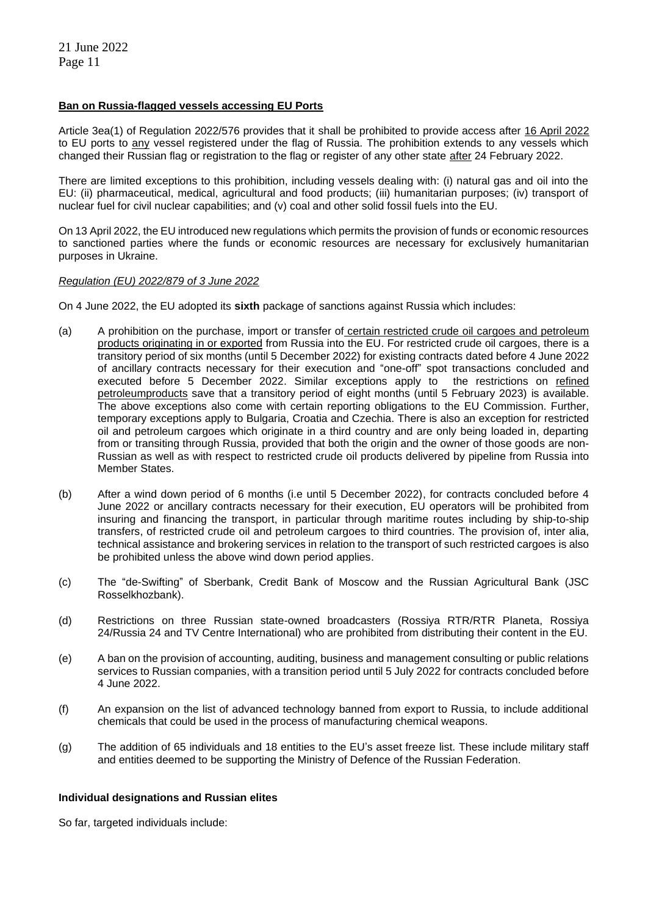**Ban on Russia-flagged vessels accessing EU Ports**

Article 3ea(1) of Regulation 2022/576 provides that it shall be prohibited to provide access after 16 April 2022 to EU ports to any vessel registered under the flag of Russia. The prohibition extends to any vessels which changed their Russian flag or registration to the flag or register of any other state after 24 February 2022.

There are limited exceptions to this prohibition, including vessels dealing with: (i) natural gas and oil into the EU: (ii) pharmaceutical, medical, agricultural and food products; (iii) humanitarian purposes; (iv) transport of nuclear fuel for civil nuclear capabilities; and (v) coal and other solid fossil fuels into the EU.

On 13 April 2022, the EU introduced new regulations which permits the provision of funds or economic resources to sanctioned parties where the funds or economic resources are necessary for exclusively humanitarian purposes in Ukraine.

*Regulation (EU) 2022/879 of 3 June 2022*

On 4 June 2022, the EU adopted its **sixth** package of sanctions against Russia which includes:

(a) A prohibition on the purchase, import or transfer of certain restricted crude oil cargoes and petroleum products originating in or exported from Russia into the EU. For restricted crude oil cargoes, there is a transitory period of six months (until 5 December 2022) for existing contracts dated before 4 June 2022 of ancillary contracts necessary for their execution and "one-off" spot transactions concluded and executed before 5 December 2022. Similar exceptions apply to the restrictions on refined petroleumproducts save that a transitory period of eight months (until 5 February 2023) is available. The above exceptions also come with certain reporting obligations to the EU Commission. Further, temporary exceptions apply to Bulgaria, Croatia and Czechia. There is also an exception for restricted oil and petroleum cargoes which originate in a third country and are only being loaded in, departing from or transiting through Russia, provided that both the origin and the owner of those goods are non-Russian as well as with respect to restricted crude oil products delivered by pipeline from Russia into Member States.

(b) After a wind down period of 6 months (i.e until 5 December 2022), for contracts concluded before 4 June 2022 or ancillary contracts necessary for their execution, EU operators will be prohibited from insuring and financing the transport, in particular through maritime routes including by ship-to-ship transfers, of restricted crude oil and petroleum cargoes to third countries. The provision of, inter alia, technical assistance and brokering services in relation to the transport of such restricted cargoes is also be prohibited unless the above wind down period applies.

(c) The "de-Swifting" of Sberbank, Credit Bank of Moscow and the Russian Agricultural Bank (JSC Rosselkhozbank).

(d) Restrictions on three Russian state-owned broadcasters (Rossiya RTR/RTR Planeta, Rossiya 24/Russia 24 and TV Centre International) who are prohibited from distributing their content in the EU.

(e) A ban on the provision of accounting, auditing, business and management consulting or public relations services to Russian companies, with a transition period until 5 July 2022 for contracts concluded before 4 June 2022.

(f) An expansion on the list of advanced technology banned from export to Russia, to include additional chemicals that could be used in the process of manufacturing chemical weapons.

(g) The addition of 65 individuals and 18 entities to the EU's asset freeze list. These include military staff and entities deemed to be supporting the Ministry of Defence of the Russian Federation.

**Individual designations and Russian elites**

So far, targeted individuals include: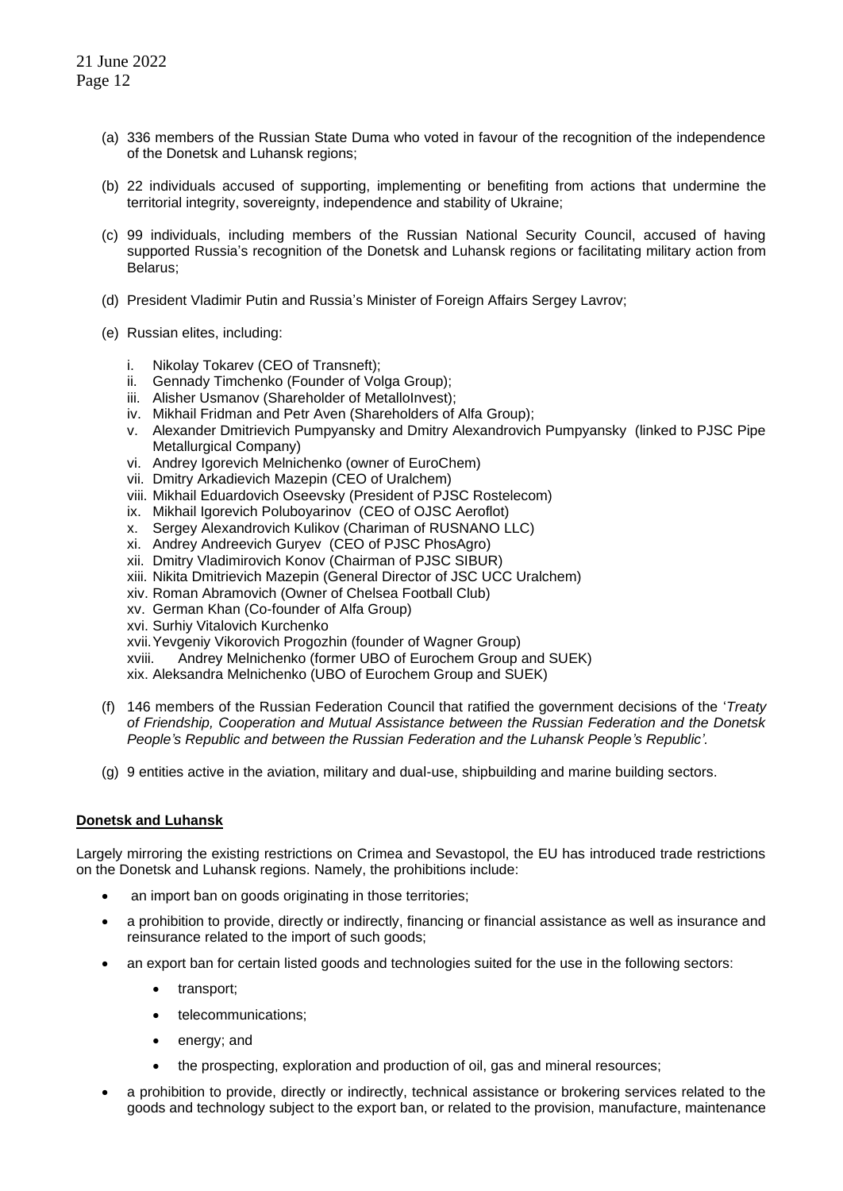(a) 336 members of the Russian State Duma who voted in favour of the recognition of the independence of the Donetsk and Luhansk regions;

(b) 22 individuals accused of supporting, implementing or benefiting from actions that undermine the territorial integrity, sovereignty, independence and stability of Ukraine;

(c) 99 individuals, including members of the Russian National Security Council, accused of having supported Russia's recognition of the Donetsk and Luhansk regions or facilitating military action from Belarus;

(d) President Vladimir Putin and Russia's Minister of Foreign Affairs Sergey Lavrov;

(e) Russian elites, including:

   i. Nikolay Tokarev (CEO of Transneft);
   ii. Gennady Timchenko (Founder of Volga Group);
   iii. Alisher Usmanov (Shareholder of MetalloInvest);
   iv. Mikhail Fridman and Petr Aven (Shareholders of Alfa Group);
   v. Alexander Dmitrievich Pumpyansky and Dmitry Alexandrovich Pumpyansky (linked to PJSC Pipe Metallurgical Company)
   vi. Andrey Igorevich Melnichenko (owner of EuroChem)
   vii. Dmitry Arkadievich Mazepin (CEO of Uralchem)
   viii. Mikhail Eduardovich Oseevsky (President of PJSC Rostelecom)
   ix. Mikhail Igorevich Poluboyarinov (CEO of OJSC Aeroflot)
   x. Sergey Alexandrovich Kulikov (Chariman of RUSNANO LLC)
   xi. Andrey Andreevich Guryev (CEO of PJSC PhosAgro)
   xii. Dmitry Vladimirovich Konov (Chairman of PJSC SIBUR)
   xiii. Nikita Dmitrievich Mazepin (General Director of JSC UCC Uralchem)
   xiv. Roman Abramovich (Owner of Chelsea Football Club)
   xv. German Khan (Co-founder of Alfa Group)
   xvi. Surhiy Vitalovich Kurchenko
   xvii. Yevgeniy Vikorovich Progozhin (founder of Wagner Group)
   xviii. Andrey Melnichenko (former UBO of Eurochem Group and SUEK)
   xix. Aleksandra Melnichenko (UBO of Eurochem Group and SUEK)

(f) 146 members of the Russian Federation Council that ratified the government decisions of the '*Treaty of Friendship, Cooperation and Mutual Assistance between the Russian Federation and the Donetsk People's Republic and between the Russian Federation and the Luhansk People's Republic'.*

(g) 9 entities active in the aviation, military and dual-use, shipbuilding and marine building sectors.

**Donetsk and Luhansk**

Largely mirroring the existing restrictions on Crimea and Sevastopol, the EU has introduced trade restrictions on the Donetsk and Luhansk regions. Namely, the prohibitions include:

- an import ban on goods originating in those territories;
- a prohibition to provide, directly or indirectly, financing or financial assistance as well as insurance and reinsurance related to the import of such goods;
- an export ban for certain listed goods and technologies suited for the use in the following sectors:
  - transport;
  - telecommunications;
  - energy; and
  - the prospecting, exploration and production of oil, gas and mineral resources;
- a prohibition to provide, directly or indirectly, technical assistance or brokering services related to the goods and technology subject to the export ban, or related to the provision, manufacture, maintenance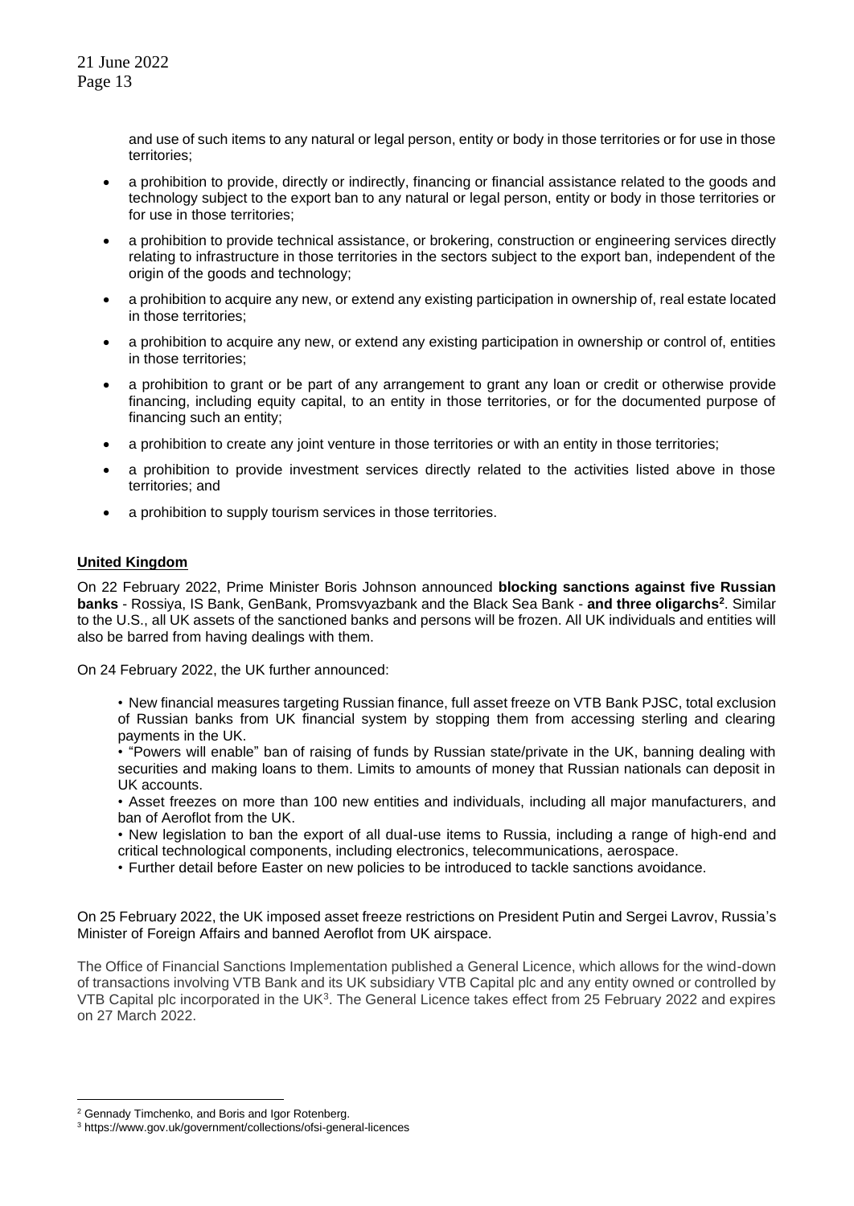and use of such items to any natural or legal person, entity or body in those territories or for use in those territories;

- a prohibition to provide, directly or indirectly, financing or financial assistance related to the goods and technology subject to the export ban to any natural or legal person, entity or body in those territories or for use in those territories;
- a prohibition to provide technical assistance, or brokering, construction or engineering services directly relating to infrastructure in those territories in the sectors subject to the export ban, independent of the origin of the goods and technology;
- a prohibition to acquire any new, or extend any existing participation in ownership of, real estate located in those territories;
- a prohibition to acquire any new, or extend any existing participation in ownership or control of, entities in those territories;
- a prohibition to grant or be part of any arrangement to grant any loan or credit or otherwise provide financing, including equity capital, to an entity in those territories, or for the documented purpose of financing such an entity;
- a prohibition to create any joint venture in those territories or with an entity in those territories;
- a prohibition to provide investment services directly related to the activities listed above in those territories; and
- a prohibition to supply tourism services in those territories.

## United Kingdom

On 22 February 2022, Prime Minister Boris Johnson announced **blocking sanctions against five Russian banks** - Rossiya, IS Bank, GenBank, Promsvyazbank and the Black Sea Bank - **and three oligarchs**[2]. Similar to the U.S., all UK assets of the sanctioned banks and persons will be frozen. All UK individuals and entities will also be barred from having dealings with them.

On 24 February 2022, the UK further announced:

- New financial measures targeting Russian finance, full asset freeze on VTB Bank PJSC, total exclusion of Russian banks from UK financial system by stopping them from accessing sterling and clearing payments in the UK.
- "Powers will enable" ban of raising of funds by Russian state/private in the UK, banning dealing with securities and making loans to them. Limits to amounts of money that Russian nationals can deposit in UK accounts.
- Asset freezes on more than 100 new entities and individuals, including all major manufacturers, and ban of Aeroflot from the UK.
- New legislation to ban the export of all dual-use items to Russia, including a range of high-end and critical technological components, including electronics, telecommunications, aerospace.
- Further detail before Easter on new policies to be introduced to tackle sanctions avoidance.

On 25 February 2022, the UK imposed asset freeze restrictions on President Putin and Sergei Lavrov, Russia's Minister of Foreign Affairs and banned Aeroflot from UK airspace.

The Office of Financial Sanctions Implementation published a General Licence, which allows for the wind-down of transactions involving VTB Bank and its UK subsidiary VTB Capital plc and any entity owned or controlled by VTB Capital plc incorporated in the UK[3]. The General Licence takes effect from 25 February 2022 and expires on 27 March 2022.

---

[2] Gennady Timchenko, and Boris and Igor Rotenberg.

[3] https://www.gov.uk/government/collections/ofsi-general-licences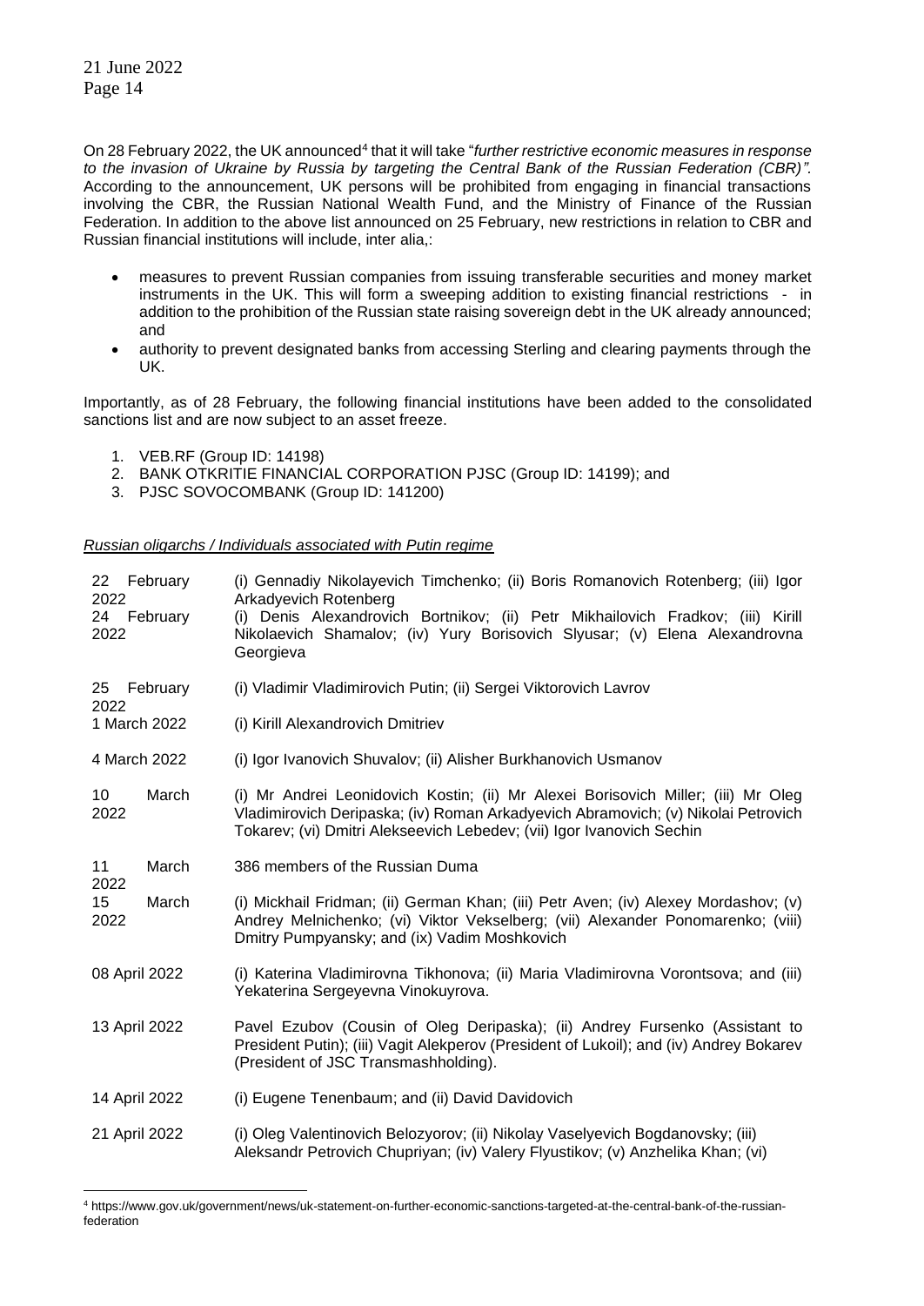On 28 February 2022, the UK announced[4] that it will take "*further restrictive economic measures in response to the invasion of Ukraine by Russia by targeting the Central Bank of the Russian Federation (CBR)"*. According to the announcement, UK persons will be prohibited from engaging in financial transactions involving the CBR, the Russian National Wealth Fund, and the Ministry of Finance of the Russian Federation. In addition to the above list announced on 25 February, new restrictions in relation to CBR and Russian financial institutions will include, inter alia,:

- measures to prevent Russian companies from issuing transferable securities and money market instruments in the UK. This will form a sweeping addition to existing financial restrictions - in addition to the prohibition of the Russian state raising sovereign debt in the UK already announced; and
- authority to prevent designated banks from accessing Sterling and clearing payments through the UK.

Importantly, as of 28 February, the following financial institutions have been added to the consolidated sanctions list and are now subject to an asset freeze.

1. VEB.RF (Group ID: 14198)
2. BANK OTKRITIE FINANCIAL CORPORATION PJSC (Group ID: 14199); and
3. PJSC SOVOCOMBANK (Group ID: 141200)

*Russian oligarchs / Individuals associated with Putin regime*

| | |
|---|---|
| 22 February 2022 | (i) Gennadiy Nikolayevich Timchenko; (ii) Boris Romanovich Rotenberg; (iii) Igor Arkadyevich Rotenberg |
| 24 February 2022 | (i) Denis Alexandrovich Bortnikov; (ii) Petr Mikhailovich Fradkov; (iii) Kirill Nikolaevich Shamalov; (iv) Yury Borisovich Slyusar; (v) Elena Alexandrovna Georgieva |
| 25 February 2022 | (i) Vladimir Vladimirovich Putin; (ii) Sergei Viktorovich Lavrov |
| 1 March 2022 | (i) Kirill Alexandrovich Dmitriev |
| 4 March 2022 | (i) Igor Ivanovich Shuvalov; (ii) Alisher Burkhanovich Usmanov |
| 10 March 2022 | (i) Mr Andrei Leonidovich Kostin; (ii) Mr Alexei Borisovich Miller; (iii) Mr Oleg Vladimirovich Deripaska; (iv) Roman Arkadyevich Abramovich; (v) Nikolai Petrovich Tokarev; (vi) Dmitri Alekseevich Lebedev; (vii) Igor Ivanovich Sechin |
| 11 March 2022 | 386 members of the Russian Duma |
| 15 March 2022 | (i) Mickhail Fridman; (ii) German Khan; (iii) Petr Aven; (iv) Alexey Mordashov; (v) Andrey Melnichenko; (vi) Viktor Vekselberg; (vii) Alexander Ponomarenko; (viii) Dmitry Pumpyansky; and (ix) Vadim Moshkovich |
| 08 April 2022 | (i) Katerina Vladimirovna Tikhonova; (ii) Maria Vladimirovna Vorontsova; and (iii) Yekaterina Sergeyevna Vinokuyrova. |
| 13 April 2022 | Pavel Ezubov (Cousin of Oleg Deripaska); (ii) Andrey Fursenko (Assistant to President Putin); (iii) Vagit Alekperov (President of Lukoil); and (iv) Andrey Bokarev (President of JSC Transmashholding). |
| 14 April 2022 | (i) Eugene Tenenbaum; and (ii) David Davidovich |
| 21 April 2022 | (i) Oleg Valentinovich Belozyorov; (ii) Nikolay Vaselyevich Bogdanovsky; (iii) Aleksandr Petrovich Chupriyan; (iv) Valery Flyustikov; (v) Anzhelika Khan; (vi) |

[4] https://www.gov.uk/government/news/uk-statement-on-further-economic-sanctions-targeted-at-the-central-bank-of-the-russian-federation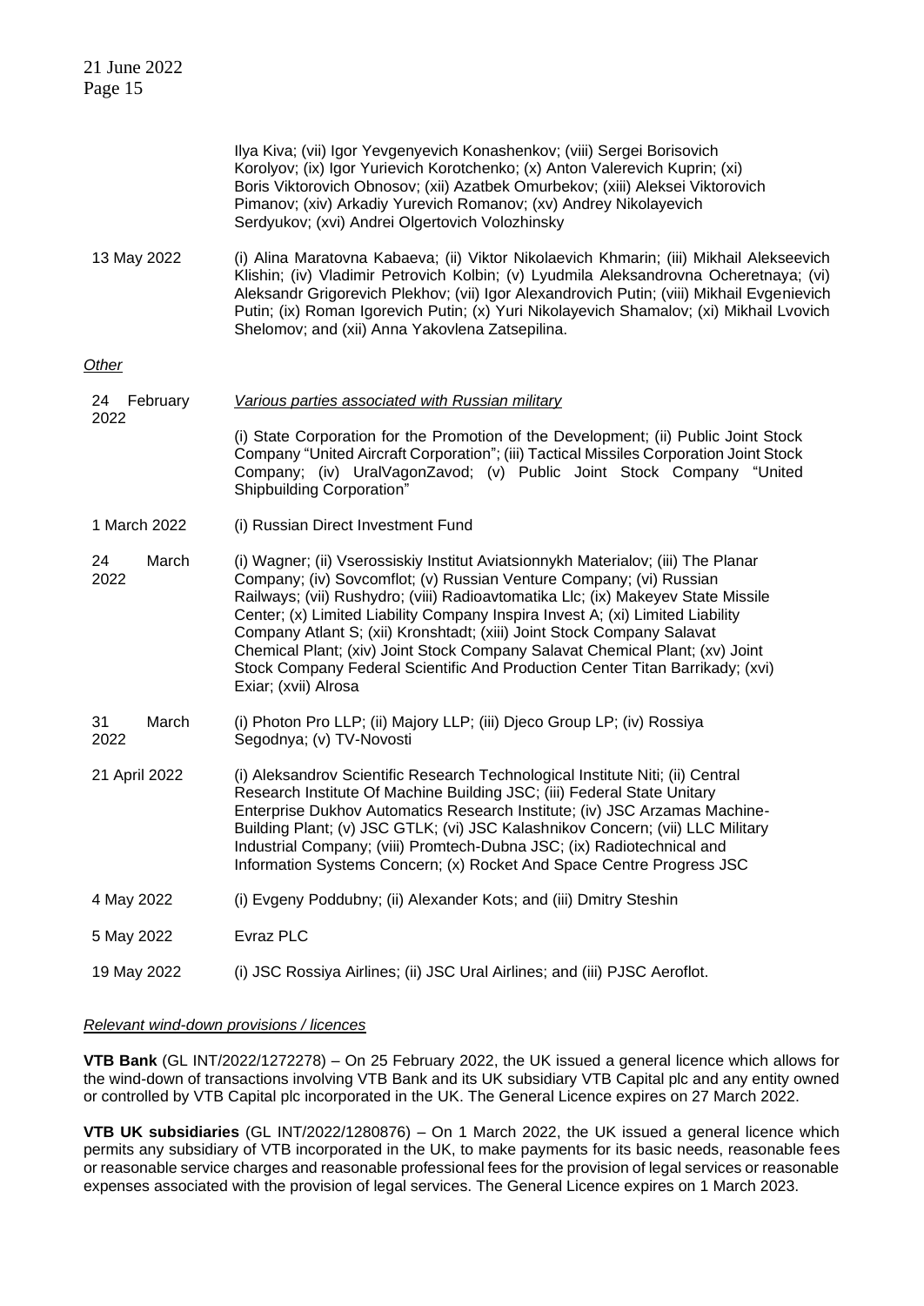| | |
|---|---|
| | Ilya Kiva; (vii) Igor Yevgenyevich Konashenkov; (viii) Sergei Borisovich Korolyov; (ix) Igor Yurievich Korotchenko; (x) Anton Valerevich Kuprin; (xi) Boris Viktorovich Obnosov; (xii) Azatbek Omurbekov; (xiii) Aleksei Viktorovich Pimanov; (xiv) Arkadiy Yurevich Romanov; (xv) Andrey Nikolayevich Serdyukov; (xvi) Andrei Olgertovich Volozhinsky |
| 13 May 2022 | (i) Alina Maratovna Kabaeva; (ii) Viktor Nikolaevich Khmarin; (iii) Mikhail Alekseevich Klishin; (iv) Vladimir Petrovich Kolbin; (v) Lyudmila Aleksandrovna Ocheretnaya; (vi) Aleksandr Grigorevich Plekhov; (vii) Igor Alexandrovich Putin; (viii) Mikhail Evgenievich Putin; (ix) Roman Igorevich Putin; (x) Yuri Nikolayevich Shamalov; (xi) Mikhail Lvovich Shelomov; and (xii) Anna Yakovlena Zatsepilina. |

*Other*

| | |
|---|---|
| 24 February 2022 | *Various parties associated with Russian military* (i) State Corporation for the Promotion of the Development; (ii) Public Joint Stock Company "United Aircraft Corporation"; (iii) Tactical Missiles Corporation Joint Stock Company; (iv) UralVagonZavod; (v) Public Joint Stock Company "United Shipbuilding Corporation" |
| 1 March 2022 | (i) Russian Direct Investment Fund |
| 24 March 2022 | (i) Wagner; (ii) Vserossiskiy Institut Aviatsionnykh Materialov; (iii) The Planar Company; (iv) Sovcomflot; (v) Russian Venture Company; (vi) Russian Railways; (vii) Rushydro; (viii) Radioavtomatika Llc; (ix) Makeyev State Missile Center; (x) Limited Liability Company Inspira Invest A; (xi) Limited Liability Company Atlant S; (xii) Kronshtadt; (xiii) Joint Stock Company Salavat Chemical Plant; (xiv) Joint Stock Company Salavat Chemical Plant; (xv) Joint Stock Company Federal Scientific And Production Center Titan Barrikady; (xvi) Exiar; (xvii) Alrosa |
| 31 March 2022 | (i) Photon Pro LLP; (ii) Majory LLP; (iii) Djeco Group LP; (iv) Rossiya Segodnya; (v) TV-Novosti |
| 21 April 2022 | (i) Aleksandrov Scientific Research Technological Institute Niti; (ii) Central Research Institute Of Machine Building JSC; (iii) Federal State Unitary Enterprise Dukhov Automatics Research Institute; (iv) JSC Arzamas Machine-Building Plant; (v) JSC GTLK; (vi) JSC Kalashnikov Concern; (vii) LLC Military Industrial Company; (viii) Promtech-Dubna JSC; (ix) Radiotechnical and Information Systems Concern; (x) Rocket And Space Centre Progress JSC |
| 4 May 2022 | (i) Evgeny Poddubny; (ii) Alexander Kots; and (iii) Dmitry Steshin |
| 5 May 2022 | Evraz PLC |
| 19 May 2022 | (i) JSC Rossiya Airlines; (ii) JSC Ural Airlines; and (iii) PJSC Aeroflot. |

*Relevant wind-down provisions / licences*

**VTB Bank** (GL INT/2022/1272278) – On 25 February 2022, the UK issued a general licence which allows for the wind-down of transactions involving VTB Bank and its UK subsidiary VTB Capital plc and any entity owned or controlled by VTB Capital plc incorporated in the UK. The General Licence expires on 27 March 2022.

**VTB UK subsidiaries** (GL INT/2022/1280876) – On 1 March 2022, the UK issued a general licence which permits any subsidiary of VTB incorporated in the UK, to make payments for its basic needs, reasonable fees or reasonable service charges and reasonable professional fees for the provision of legal services or reasonable expenses associated with the provision of legal services. The General Licence expires on 1 March 2023.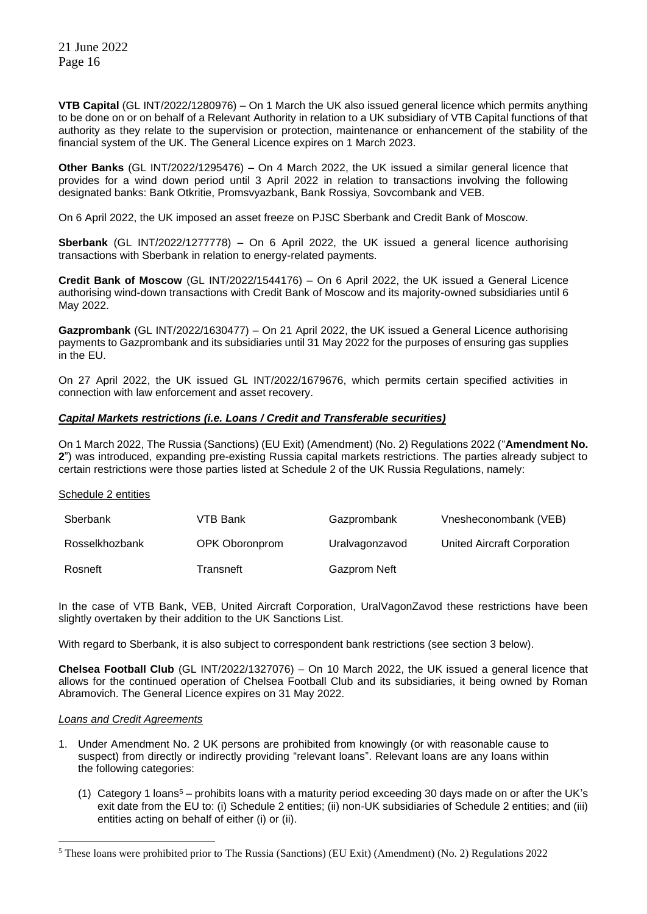**VTB Capital** (GL INT/2022/1280976) – On 1 March the UK also issued general licence which permits anything to be done on or on behalf of a Relevant Authority in relation to a UK subsidiary of VTB Capital functions of that authority as they relate to the supervision or protection, maintenance or enhancement of the stability of the financial system of the UK. The General Licence expires on 1 March 2023.

**Other Banks** (GL INT/2022/1295476) – On 4 March 2022, the UK issued a similar general licence that provides for a wind down period until 3 April 2022 in relation to transactions involving the following designated banks: Bank Otkritie, Promsvyazbank, Bank Rossiya, Sovcombank and VEB.

On 6 April 2022, the UK imposed an asset freeze on PJSC Sberbank and Credit Bank of Moscow.

**Sberbank** (GL INT/2022/1277778) – On 6 April 2022, the UK issued a general licence authorising transactions with Sberbank in relation to energy-related payments.

**Credit Bank of Moscow** (GL INT/2022/1544176) – On 6 April 2022, the UK issued a General Licence authorising wind-down transactions with Credit Bank of Moscow and its majority-owned subsidiaries until 6 May 2022.

**Gazprombank** (GL INT/2022/1630477) – On 21 April 2022, the UK issued a General Licence authorising payments to Gazprombank and its subsidiaries until 31 May 2022 for the purposes of ensuring gas supplies in the EU.

On 27 April 2022, the UK issued GL INT/2022/1679676, which permits certain specified activities in connection with law enforcement and asset recovery.

***<u>Capital Markets restrictions (i.e. Loans / Credit and Transferable securities)</u>***

On 1 March 2022, The Russia (Sanctions) (EU Exit) (Amendment) (No. 2) Regulations 2022 ("**Amendment No. 2**") was introduced, expanding pre-existing Russia capital markets restrictions. The parties already subject to certain restrictions were those parties listed at Schedule 2 of the UK Russia Regulations, namely:

<u>Schedule 2 entities</u>

| | | | |
|---|---|---|---|
| Sberbank | VTB Bank | Gazprombank | Vnesheconombank (VEB) |
| Rosselkhozbank | OPK Oboronprom | Uralvagonzavod | United Aircraft Corporation |
| Rosneft | Transneft | Gazprom Neft | |

In the case of VTB Bank, VEB, United Aircraft Corporation, UralVagonZavod these restrictions have been slightly overtaken by their addition to the UK Sanctions List.

With regard to Sberbank, it is also subject to correspondent bank restrictions (see section 3 below).

**Chelsea Football Club** (GL INT/2022/1327076) – On 10 March 2022, the UK issued a general licence that allows for the continued operation of Chelsea Football Club and its subsidiaries, it being owned by Roman Abramovich. The General Licence expires on 31 May 2022.

*<u>Loans and Credit Agreements</u>*

1. Under Amendment No. 2 UK persons are prohibited from knowingly (or with reasonable cause to suspect) from directly or indirectly providing "relevant loans". Relevant loans are any loans within the following categories:

   (1) Category 1 loans[5] – prohibits loans with a maturity period exceeding 30 days made on or after the UK's exit date from the EU to: (i) Schedule 2 entities; (ii) non-UK subsidiaries of Schedule 2 entities; and (iii) entities acting on behalf of either (i) or (ii).

[5] These loans were prohibited prior to The Russia (Sanctions) (EU Exit) (Amendment) (No. 2) Regulations 2022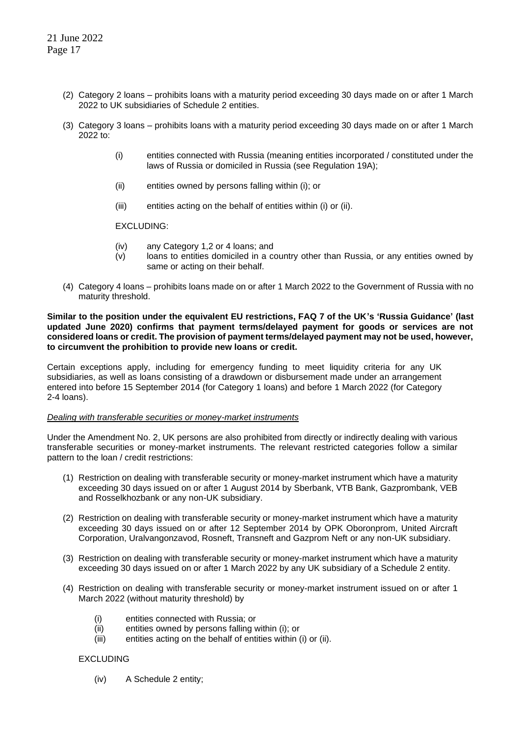(2) Category 2 loans – prohibits loans with a maturity period exceeding 30 days made on or after 1 March 2022 to UK subsidiaries of Schedule 2 entities.

(3) Category 3 loans – prohibits loans with a maturity period exceeding 30 days made on or after 1 March 2022 to:

   (i) entities connected with Russia (meaning entities incorporated / constituted under the laws of Russia or domiciled in Russia (see Regulation 19A);

   (ii) entities owned by persons falling within (i); or

   (iii) entities acting on the behalf of entities within (i) or (ii).

   EXCLUDING:

   (iv) any Category 1,2 or 4 loans; and
   (v) loans to entities domiciled in a country other than Russia, or any entities owned by same or acting on their behalf.

(4) Category 4 loans – prohibits loans made on or after 1 March 2022 to the Government of Russia with no maturity threshold.

**Similar to the position under the equivalent EU restrictions, FAQ 7 of the UK's 'Russia Guidance' (last updated June 2020) confirms that payment terms/delayed payment for goods or services are not considered loans or credit. The provision of payment terms/delayed payment may not be used, however, to circumvent the prohibition to provide new loans or credit.**

Certain exceptions apply, including for emergency funding to meet liquidity criteria for any UK subsidiaries, as well as loans consisting of a drawdown or disbursement made under an arrangement entered into before 15 September 2014 (for Category 1 loans) and before 1 March 2022 (for Category 2-4 loans).

*Dealing with transferable securities or money-market instruments*

Under the Amendment No. 2, UK persons are also prohibited from directly or indirectly dealing with various transferable securities or money-market instruments. The relevant restricted categories follow a similar pattern to the loan / credit restrictions:

(1) Restriction on dealing with transferable security or money-market instrument which have a maturity exceeding 30 days issued on or after 1 August 2014 by Sberbank, VTB Bank, Gazprombank, VEB and Rosselkhozbank or any non-UK subsidiary.

(2) Restriction on dealing with transferable security or money-market instrument which have a maturity exceeding 30 days issued on or after 12 September 2014 by OPK Oboronprom, United Aircraft Corporation, Uralvangonzavod, Rosneft, Transneft and Gazprom Neft or any non-UK subsidiary.

(3) Restriction on dealing with transferable security or money-market instrument which have a maturity exceeding 30 days issued on or after 1 March 2022 by any UK subsidiary of a Schedule 2 entity.

(4) Restriction on dealing with transferable security or money-market instrument issued on or after 1 March 2022 (without maturity threshold) by

   (i) entities connected with Russia; or
   (ii) entities owned by persons falling within (i); or
   (iii) entities acting on the behalf of entities within (i) or (ii).

   EXCLUDING

   (iv) A Schedule 2 entity;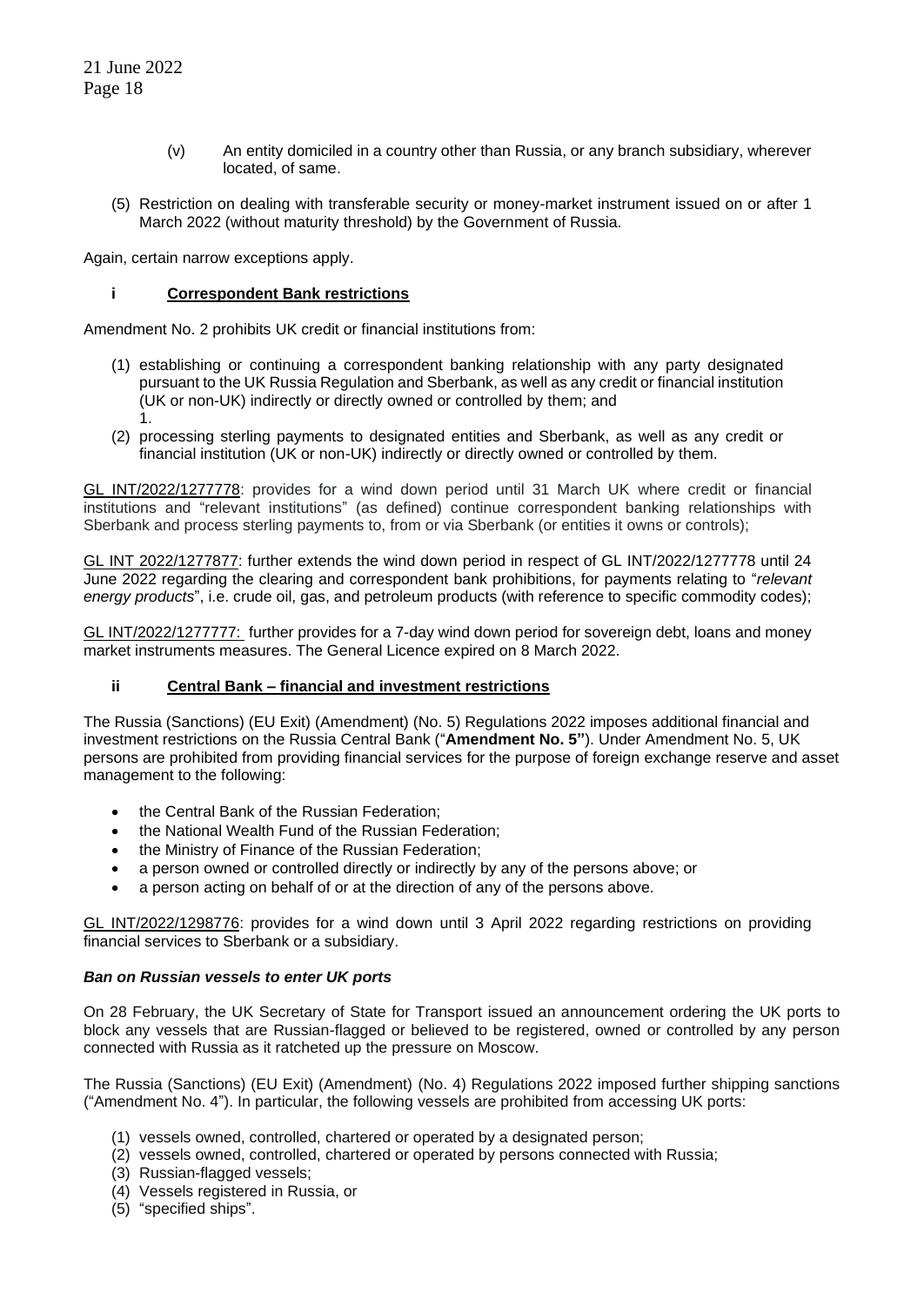(v) An entity domiciled in a country other than Russia, or any branch subsidiary, wherever located, of same.

(5) Restriction on dealing with transferable security or money-market instrument issued on or after 1 March 2022 (without maturity threshold) by the Government of Russia.

Again, certain narrow exceptions apply.

**i Correspondent Bank restrictions**

Amendment No. 2 prohibits UK credit or financial institutions from:

(1) establishing or continuing a correspondent banking relationship with any party designated pursuant to the UK Russia Regulation and Sberbank, as well as any credit or financial institution (UK or non-UK) indirectly or directly owned or controlled by them; and
1.
(2) processing sterling payments to designated entities and Sberbank, as well as any credit or financial institution (UK or non-UK) indirectly or directly owned or controlled by them.

GL INT/2022/1277778: provides for a wind down period until 31 March UK where credit or financial institutions and "relevant institutions" (as defined) continue correspondent banking relationships with Sberbank and process sterling payments to, from or via Sberbank (or entities it owns or controls);

GL INT 2022/1277877: further extends the wind down period in respect of GL INT/2022/1277778 until 24 June 2022 regarding the clearing and correspondent bank prohibitions, for payments relating to "*relevant energy products*", i.e. crude oil, gas, and petroleum products (with reference to specific commodity codes);

GL INT/2022/1277777: further provides for a 7-day wind down period for sovereign debt, loans and money market instruments measures. The General Licence expired on 8 March 2022.

**ii Central Bank – financial and investment restrictions**

The Russia (Sanctions) (EU Exit) (Amendment) (No. 5) Regulations 2022 imposes additional financial and investment restrictions on the Russia Central Bank ("**Amendment No. 5"**). Under Amendment No. 5, UK persons are prohibited from providing financial services for the purpose of foreign exchange reserve and asset management to the following:

- the Central Bank of the Russian Federation;
- the National Wealth Fund of the Russian Federation;
- the Ministry of Finance of the Russian Federation;
- a person owned or controlled directly or indirectly by any of the persons above; or
- a person acting on behalf of or at the direction of any of the persons above.

GL INT/2022/1298776: provides for a wind down until 3 April 2022 regarding restrictions on providing financial services to Sberbank or a subsidiary.

***Ban on Russian vessels to enter UK ports***

On 28 February, the UK Secretary of State for Transport issued an announcement ordering the UK ports to block any vessels that are Russian-flagged or believed to be registered, owned or controlled by any person connected with Russia as it ratcheted up the pressure on Moscow.

The Russia (Sanctions) (EU Exit) (Amendment) (No. 4) Regulations 2022 imposed further shipping sanctions ("Amendment No. 4"). In particular, the following vessels are prohibited from accessing UK ports:

(1) vessels owned, controlled, chartered or operated by a designated person;
(2) vessels owned, controlled, chartered or operated by persons connected with Russia;
(3) Russian-flagged vessels;
(4) Vessels registered in Russia, or
(5) "specified ships".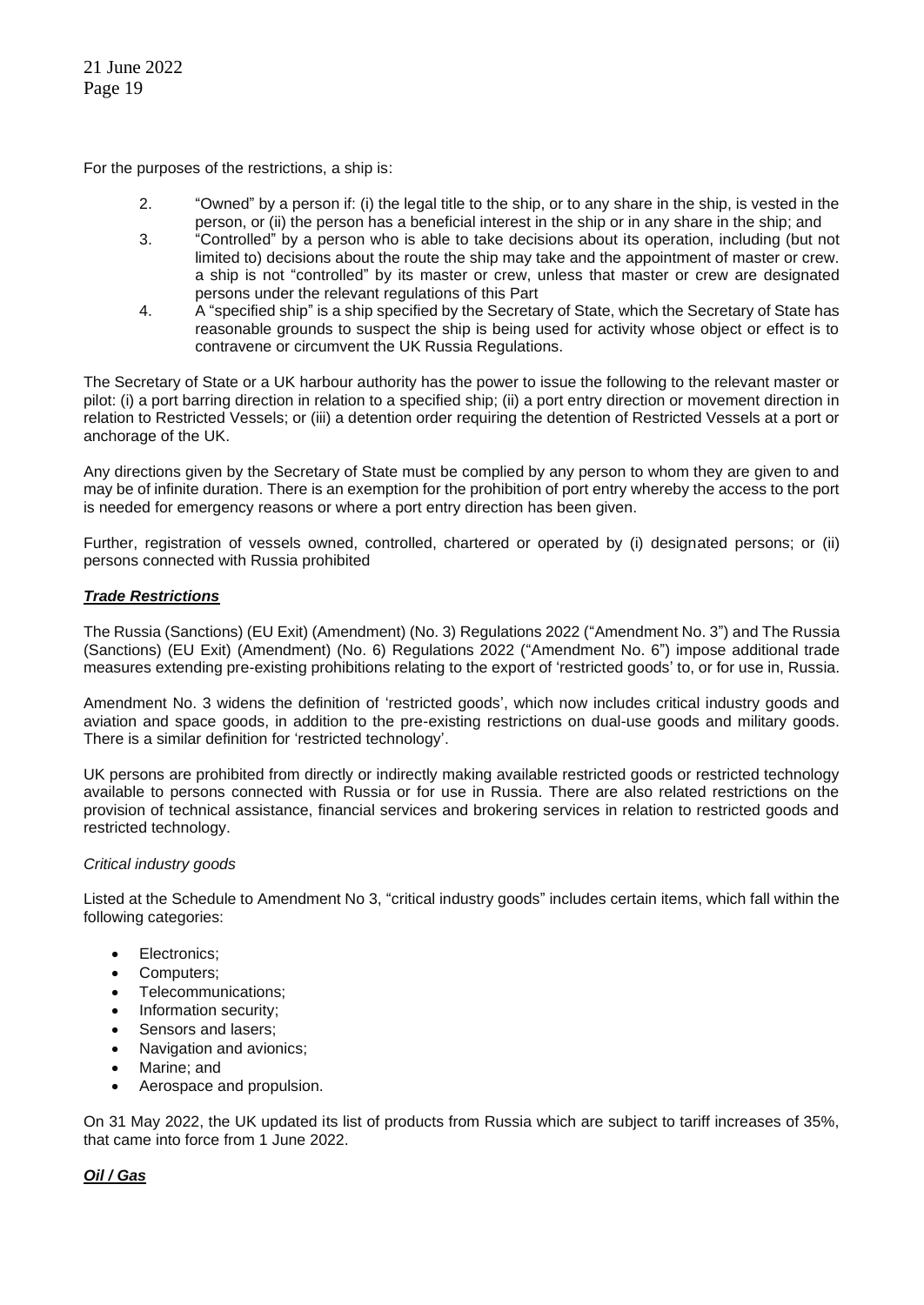For the purposes of the restrictions, a ship is:

2. "Owned" by a person if: (i) the legal title to the ship, or to any share in the ship, is vested in the person, or (ii) the person has a beneficial interest in the ship or in any share in the ship; and
3. "Controlled" by a person who is able to take decisions about its operation, including (but not limited to) decisions about the route the ship may take and the appointment of master or crew. a ship is not "controlled" by its master or crew, unless that master or crew are designated persons under the relevant regulations of this Part
4. A "specified ship" is a ship specified by the Secretary of State, which the Secretary of State has reasonable grounds to suspect the ship is being used for activity whose object or effect is to contravene or circumvent the UK Russia Regulations.

The Secretary of State or a UK harbour authority has the power to issue the following to the relevant master or pilot: (i) a port barring direction in relation to a specified ship; (ii) a port entry direction or movement direction in relation to Restricted Vessels; or (iii) a detention order requiring the detention of Restricted Vessels at a port or anchorage of the UK.

Any directions given by the Secretary of State must be complied by any person to whom they are given to and may be of infinite duration. There is an exemption for the prohibition of port entry whereby the access to the port is needed for emergency reasons or where a port entry direction has been given.

Further, registration of vessels owned, controlled, chartered or operated by (i) designated persons; or (ii) persons connected with Russia prohibited

***Trade Restrictions***

The Russia (Sanctions) (EU Exit) (Amendment) (No. 3) Regulations 2022 ("Amendment No. 3") and The Russia (Sanctions) (EU Exit) (Amendment) (No. 6) Regulations 2022 ("Amendment No. 6") impose additional trade measures extending pre-existing prohibitions relating to the export of 'restricted goods' to, or for use in, Russia.

Amendment No. 3 widens the definition of 'restricted goods', which now includes critical industry goods and aviation and space goods, in addition to the pre-existing restrictions on dual-use goods and military goods. There is a similar definition for 'restricted technology'.

UK persons are prohibited from directly or indirectly making available restricted goods or restricted technology available to persons connected with Russia or for use in Russia. There are also related restrictions on the provision of technical assistance, financial services and brokering services in relation to restricted goods and restricted technology.

*Critical industry goods*

Listed at the Schedule to Amendment No 3, "critical industry goods" includes certain items, which fall within the following categories:

- Electronics;
- Computers;
- Telecommunications;
- Information security;
- Sensors and lasers;
- Navigation and avionics;
- Marine; and
- Aerospace and propulsion.

On 31 May 2022, the UK updated its list of products from Russia which are subject to tariff increases of 35%, that came into force from 1 June 2022.

***Oil / Gas***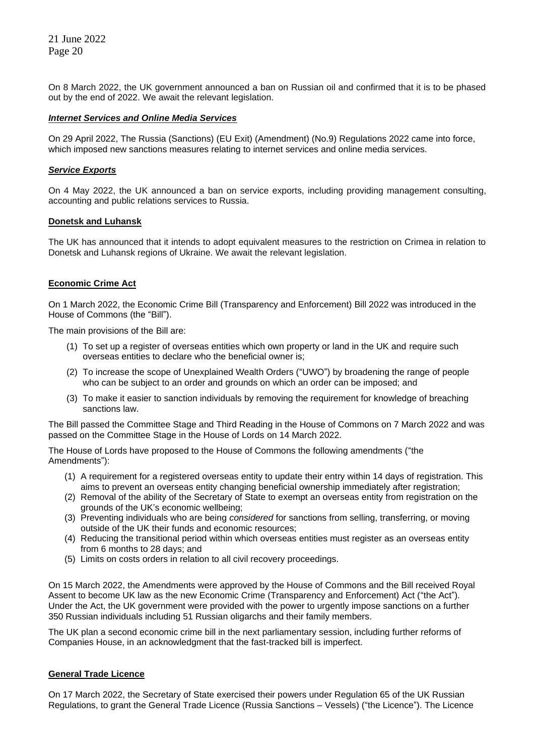On 8 March 2022, the UK government announced a ban on Russian oil and confirmed that it is to be phased out by the end of 2022. We await the relevant legislation.

***Internet Services and Online Media Services***

On 29 April 2022, The Russia (Sanctions) (EU Exit) (Amendment) (No.9) Regulations 2022 came into force, which imposed new sanctions measures relating to internet services and online media services.

***Service Exports***

On 4 May 2022, the UK announced a ban on service exports, including providing management consulting, accounting and public relations services to Russia.

**Donetsk and Luhansk**

The UK has announced that it intends to adopt equivalent measures to the restriction on Crimea in relation to Donetsk and Luhansk regions of Ukraine. We await the relevant legislation.

**Economic Crime Act**

On 1 March 2022, the Economic Crime Bill (Transparency and Enforcement) Bill 2022 was introduced in the House of Commons (the "Bill").

The main provisions of the Bill are:

(1) To set up a register of overseas entities which own property or land in the UK and require such overseas entities to declare who the beneficial owner is;

(2) To increase the scope of Unexplained Wealth Orders ("UWO") by broadening the range of people who can be subject to an order and grounds on which an order can be imposed; and

(3) To make it easier to sanction individuals by removing the requirement for knowledge of breaching sanctions law.

The Bill passed the Committee Stage and Third Reading in the House of Commons on 7 March 2022 and was passed on the Committee Stage in the House of Lords on 14 March 2022.

The House of Lords have proposed to the House of Commons the following amendments ("the Amendments"):

(1) A requirement for a registered overseas entity to update their entry within 14 days of registration. This aims to prevent an overseas entity changing beneficial ownership immediately after registration;
(2) Removal of the ability of the Secretary of State to exempt an overseas entity from registration on the grounds of the UK's economic wellbeing;
(3) Preventing individuals who are being *considered* for sanctions from selling, transferring, or moving outside of the UK their funds and economic resources;
(4) Reducing the transitional period within which overseas entities must register as an overseas entity from 6 months to 28 days; and
(5) Limits on costs orders in relation to all civil recovery proceedings.

On 15 March 2022, the Amendments were approved by the House of Commons and the Bill received Royal Assent to become UK law as the new Economic Crime (Transparency and Enforcement) Act ("the Act"). Under the Act, the UK government were provided with the power to urgently impose sanctions on a further 350 Russian individuals including 51 Russian oligarchs and their family members.

The UK plan a second economic crime bill in the next parliamentary session, including further reforms of Companies House, in an acknowledgment that the fast-tracked bill is imperfect.

**General Trade Licence**

On 17 March 2022, the Secretary of State exercised their powers under Regulation 65 of the UK Russian Regulations, to grant the General Trade Licence (Russia Sanctions – Vessels) ("the Licence"). The Licence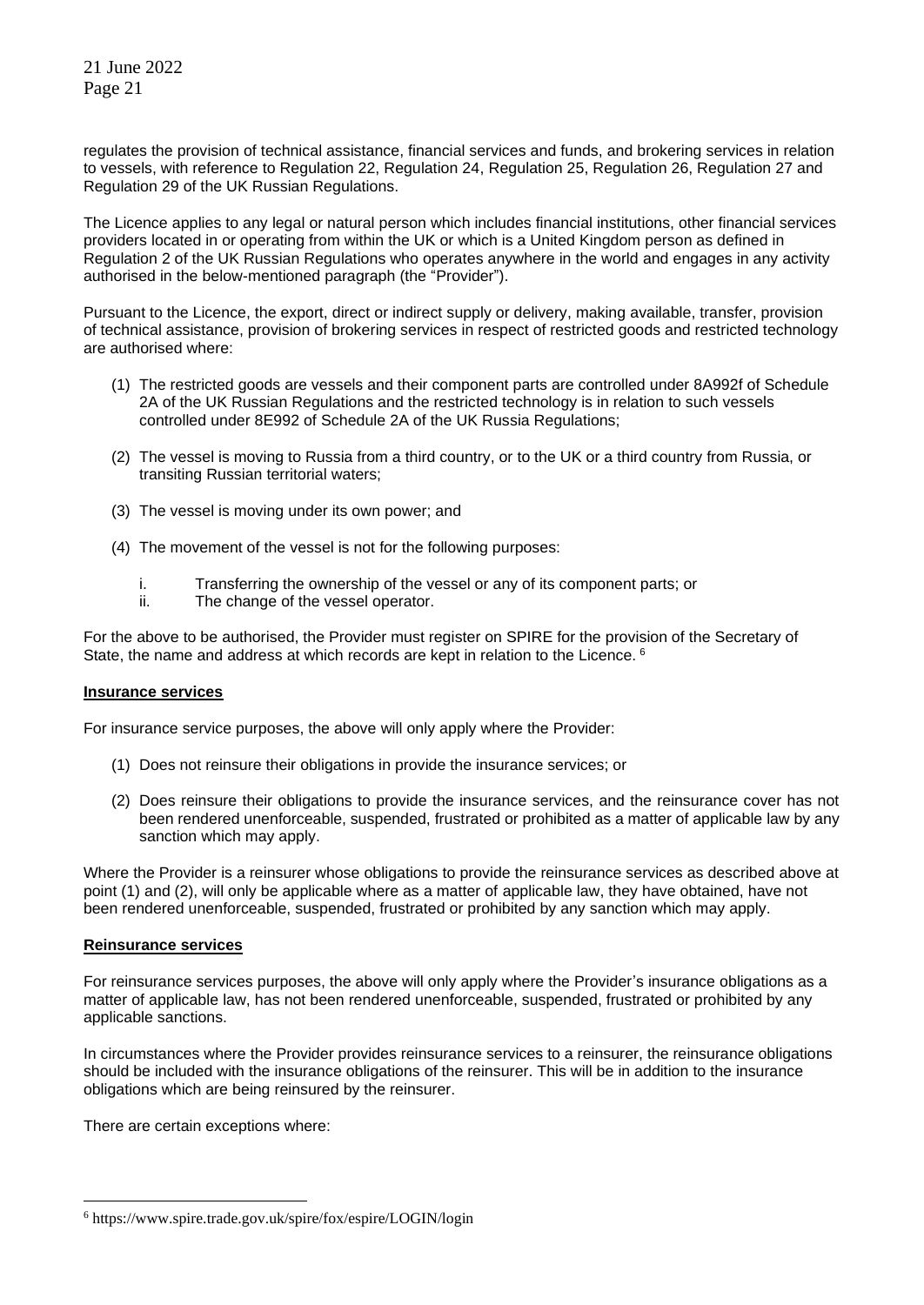regulates the provision of technical assistance, financial services and funds, and brokering services in relation to vessels, with reference to Regulation 22, Regulation 24, Regulation 25, Regulation 26, Regulation 27 and Regulation 29 of the UK Russian Regulations.

The Licence applies to any legal or natural person which includes financial institutions, other financial services providers located in or operating from within the UK or which is a United Kingdom person as defined in Regulation 2 of the UK Russian Regulations who operates anywhere in the world and engages in any activity authorised in the below-mentioned paragraph (the "Provider").

Pursuant to the Licence, the export, direct or indirect supply or delivery, making available, transfer, provision of technical assistance, provision of brokering services in respect of restricted goods and restricted technology are authorised where:

(1) The restricted goods are vessels and their component parts are controlled under 8A992f of Schedule 2A of the UK Russian Regulations and the restricted technology is in relation to such vessels controlled under 8E992 of Schedule 2A of the UK Russia Regulations;

(2) The vessel is moving to Russia from a third country, or to the UK or a third country from Russia, or transiting Russian territorial waters;

(3) The vessel is moving under its own power; and

(4) The movement of the vessel is not for the following purposes:

    i. Transferring the ownership of the vessel or any of its component parts; or
    ii. The change of the vessel operator.

For the above to be authorised, the Provider must register on SPIRE for the provision of the Secretary of State, the name and address at which records are kept in relation to the Licence. [6]

**Insurance services**

For insurance service purposes, the above will only apply where the Provider:

(1) Does not reinsure their obligations in provide the insurance services; or

(2) Does reinsure their obligations to provide the insurance services, and the reinsurance cover has not been rendered unenforceable, suspended, frustrated or prohibited as a matter of applicable law by any sanction which may apply.

Where the Provider is a reinsurer whose obligations to provide the reinsurance services as described above at point (1) and (2), will only be applicable where as a matter of applicable law, they have obtained, have not been rendered unenforceable, suspended, frustrated or prohibited by any sanction which may apply.

**Reinsurance services**

For reinsurance services purposes, the above will only apply where the Provider's insurance obligations as a matter of applicable law, has not been rendered unenforceable, suspended, frustrated or prohibited by any applicable sanctions.

In circumstances where the Provider provides reinsurance services to a reinsurer, the reinsurance obligations should be included with the insurance obligations of the reinsurer. This will be in addition to the insurance obligations which are being reinsured by the reinsurer.

There are certain exceptions where:

---

[6] https://www.spire.trade.gov.uk/spire/fox/espire/LOGIN/login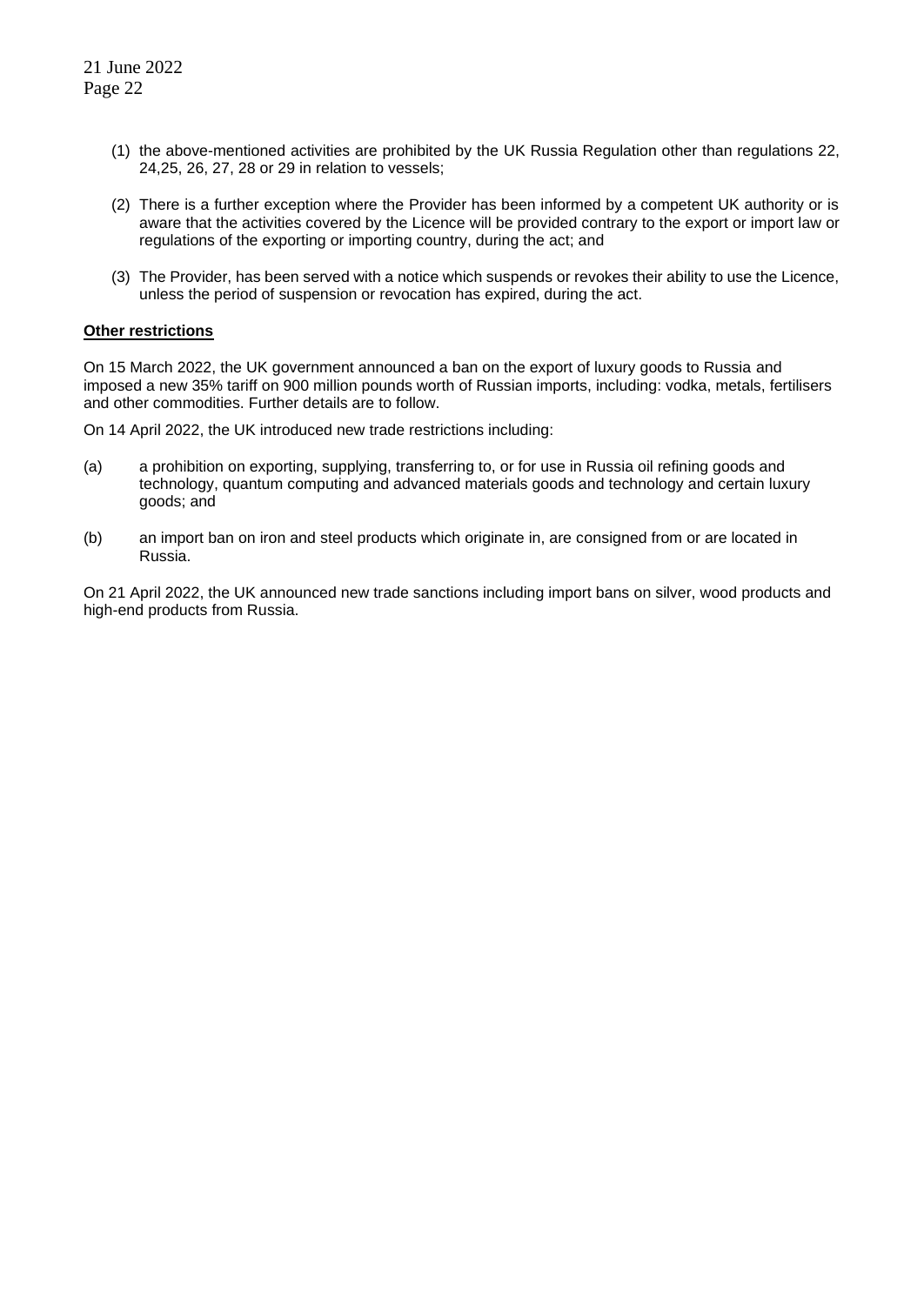(1) the above-mentioned activities are prohibited by the UK Russia Regulation other than regulations 22, 24,25, 26, 27, 28 or 29 in relation to vessels;

(2) There is a further exception where the Provider has been informed by a competent UK authority or is aware that the activities covered by the Licence will be provided contrary to the export or import law or regulations of the exporting or importing country, during the act; and

(3) The Provider, has been served with a notice which suspends or revokes their ability to use the Licence, unless the period of suspension or revocation has expired, during the act.

**Other restrictions**

On 15 March 2022, the UK government announced a ban on the export of luxury goods to Russia and imposed a new 35% tariff on 900 million pounds worth of Russian imports, including: vodka, metals, fertilisers and other commodities. Further details are to follow.

On 14 April 2022, the UK introduced new trade restrictions including:

(a) a prohibition on exporting, supplying, transferring to, or for use in Russia oil refining goods and technology, quantum computing and advanced materials goods and technology and certain luxury goods; and

(b) an import ban on iron and steel products which originate in, are consigned from or are located in Russia.

On 21 April 2022, the UK announced new trade sanctions including import bans on silver, wood products and high-end products from Russia.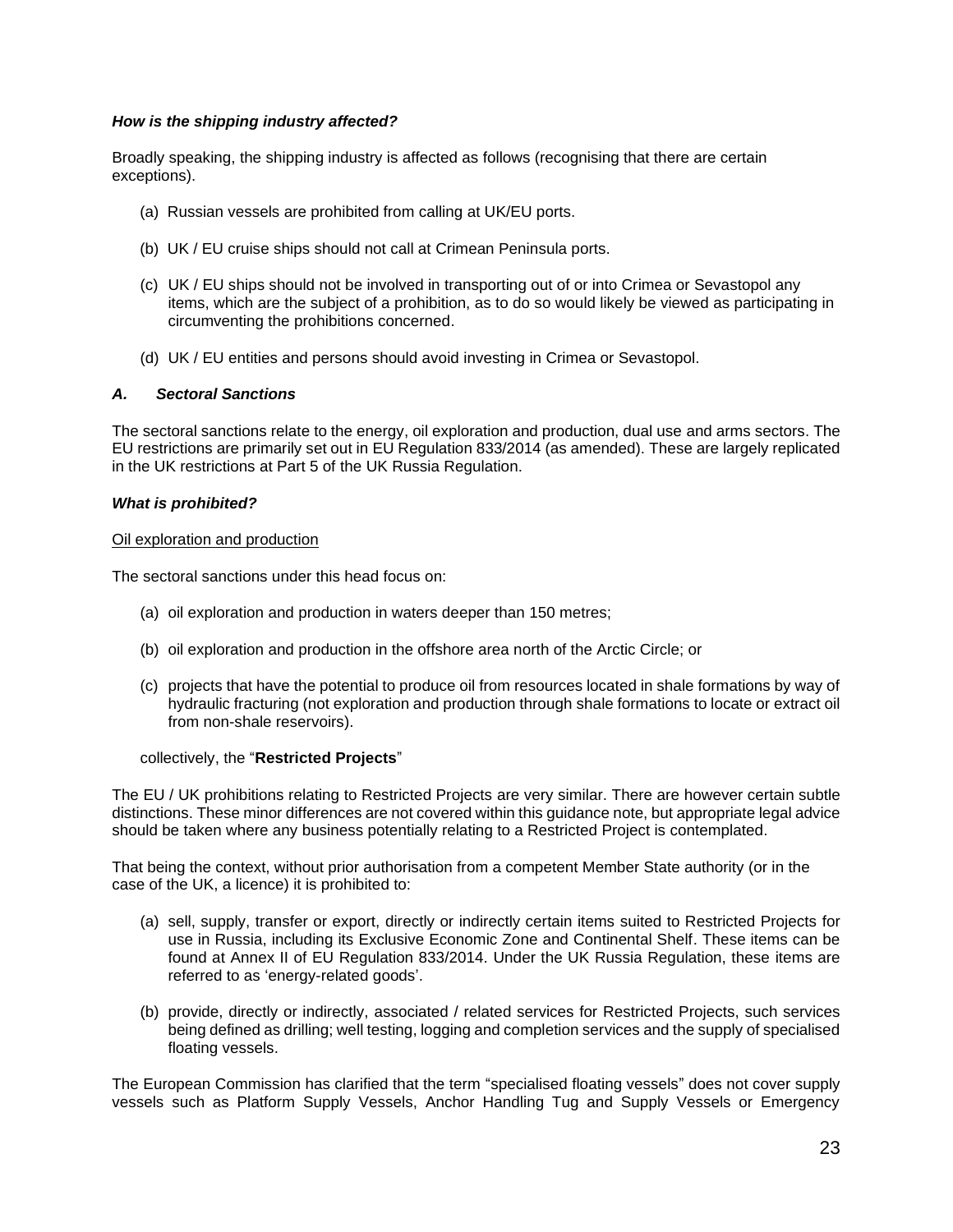***How is the shipping industry affected?***

Broadly speaking, the shipping industry is affected as follows (recognising that there are certain exceptions).

(a) Russian vessels are prohibited from calling at UK/EU ports.

(b) UK / EU cruise ships should not call at Crimean Peninsula ports.

(c) UK / EU ships should not be involved in transporting out of or into Crimea or Sevastopol any items, which are the subject of a prohibition, as to do so would likely be viewed as participating in circumventing the prohibitions concerned.

(d) UK / EU entities and persons should avoid investing in Crimea or Sevastopol.

### *A. Sectoral Sanctions*

The sectoral sanctions relate to the energy, oil exploration and production, dual use and arms sectors. The EU restrictions are primarily set out in EU Regulation 833/2014 (as amended). These are largely replicated in the UK restrictions at Part 5 of the UK Russia Regulation.

***What is prohibited?***

<u>Oil exploration and production</u>

The sectoral sanctions under this head focus on:

(a) oil exploration and production in waters deeper than 150 metres;

(b) oil exploration and production in the offshore area north of the Arctic Circle; or

(c) projects that have the potential to produce oil from resources located in shale formations by way of hydraulic fracturing (not exploration and production through shale formations to locate or extract oil from non-shale reservoirs).

collectively, the "**Restricted Projects**"

The EU / UK prohibitions relating to Restricted Projects are very similar. There are however certain subtle distinctions. These minor differences are not covered within this guidance note, but appropriate legal advice should be taken where any business potentially relating to a Restricted Project is contemplated.

That being the context, without prior authorisation from a competent Member State authority (or in the case of the UK, a licence) it is prohibited to:

(a) sell, supply, transfer or export, directly or indirectly certain items suited to Restricted Projects for use in Russia, including its Exclusive Economic Zone and Continental Shelf. These items can be found at Annex II of EU Regulation 833/2014. Under the UK Russia Regulation, these items are referred to as 'energy-related goods'.

(b) provide, directly or indirectly, associated / related services for Restricted Projects, such services being defined as drilling; well testing, logging and completion services and the supply of specialised floating vessels.

The European Commission has clarified that the term "specialised floating vessels" does not cover supply vessels such as Platform Supply Vessels, Anchor Handling Tug and Supply Vessels or Emergency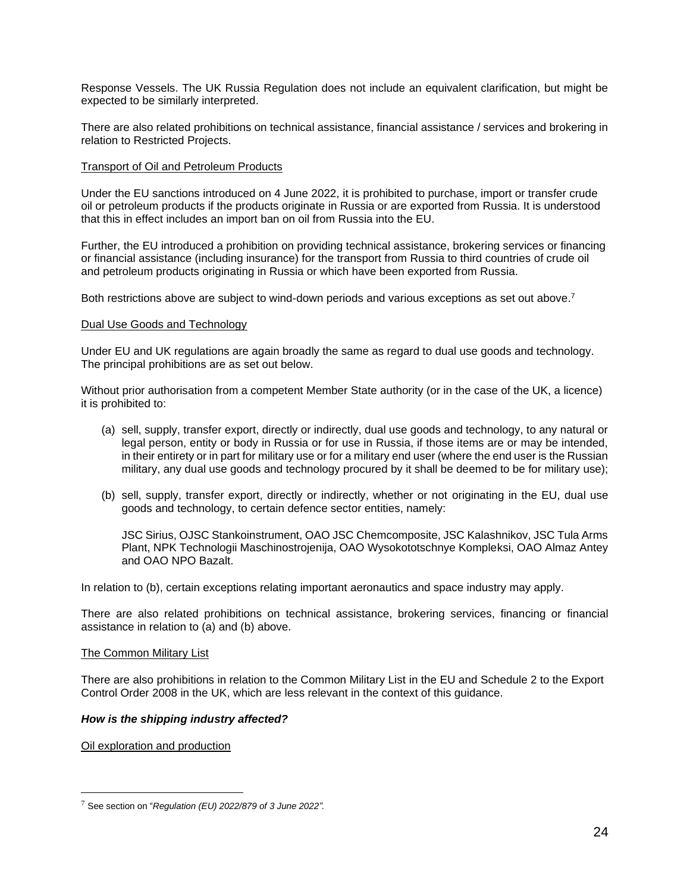Response Vessels. The UK Russia Regulation does not include an equivalent clarification, but might be expected to be similarly interpreted.

There are also related prohibitions on technical assistance, financial assistance / services and brokering in relation to Restricted Projects.

Transport of Oil and Petroleum Products

Under the EU sanctions introduced on 4 June 2022, it is prohibited to purchase, import or transfer crude oil or petroleum products if the products originate in Russia or are exported from Russia. It is understood that this in effect includes an import ban on oil from Russia into the EU.

Further, the EU introduced a prohibition on providing technical assistance, brokering services or financing or financial assistance (including insurance) for the transport from Russia to third countries of crude oil and petroleum products originating in Russia or which have been exported from Russia.

Both restrictions above are subject to wind-down periods and various exceptions as set out above.[7]

Dual Use Goods and Technology

Under EU and UK regulations are again broadly the same as regard to dual use goods and technology. The principal prohibitions are as set out below.

Without prior authorisation from a competent Member State authority (or in the case of the UK, a licence) it is prohibited to:

(a) sell, supply, transfer export, directly or indirectly, dual use goods and technology, to any natural or legal person, entity or body in Russia or for use in Russia, if those items are or may be intended, in their entirety or in part for military use or for a military end user (where the end user is the Russian military, any dual use goods and technology procured by it shall be deemed to be for military use);

(b) sell, supply, transfer export, directly or indirectly, whether or not originating in the EU, dual use goods and technology, to certain defence sector entities, namely:

    JSC Sirius, OJSC Stankoinstrument, OAO JSC Chemcomposite, JSC Kalashnikov, JSC Tula Arms Plant, NPK Technologii Maschinostrojenija, OAO Wysokototschnye Kompleksi, OAO Almaz Antey and OAO NPO Bazalt.

In relation to (b), certain exceptions relating important aeronautics and space industry may apply.

There are also related prohibitions on technical assistance, brokering services, financing or financial assistance in relation to (a) and (b) above.

The Common Military List

There are also prohibitions in relation to the Common Military List in the EU and Schedule 2 to the Export Control Order 2008 in the UK, which are less relevant in the context of this guidance.

***How is the shipping industry affected?***

Oil exploration and production

[7] See section on "*Regulation (EU) 2022/879 of 3 June 2022".*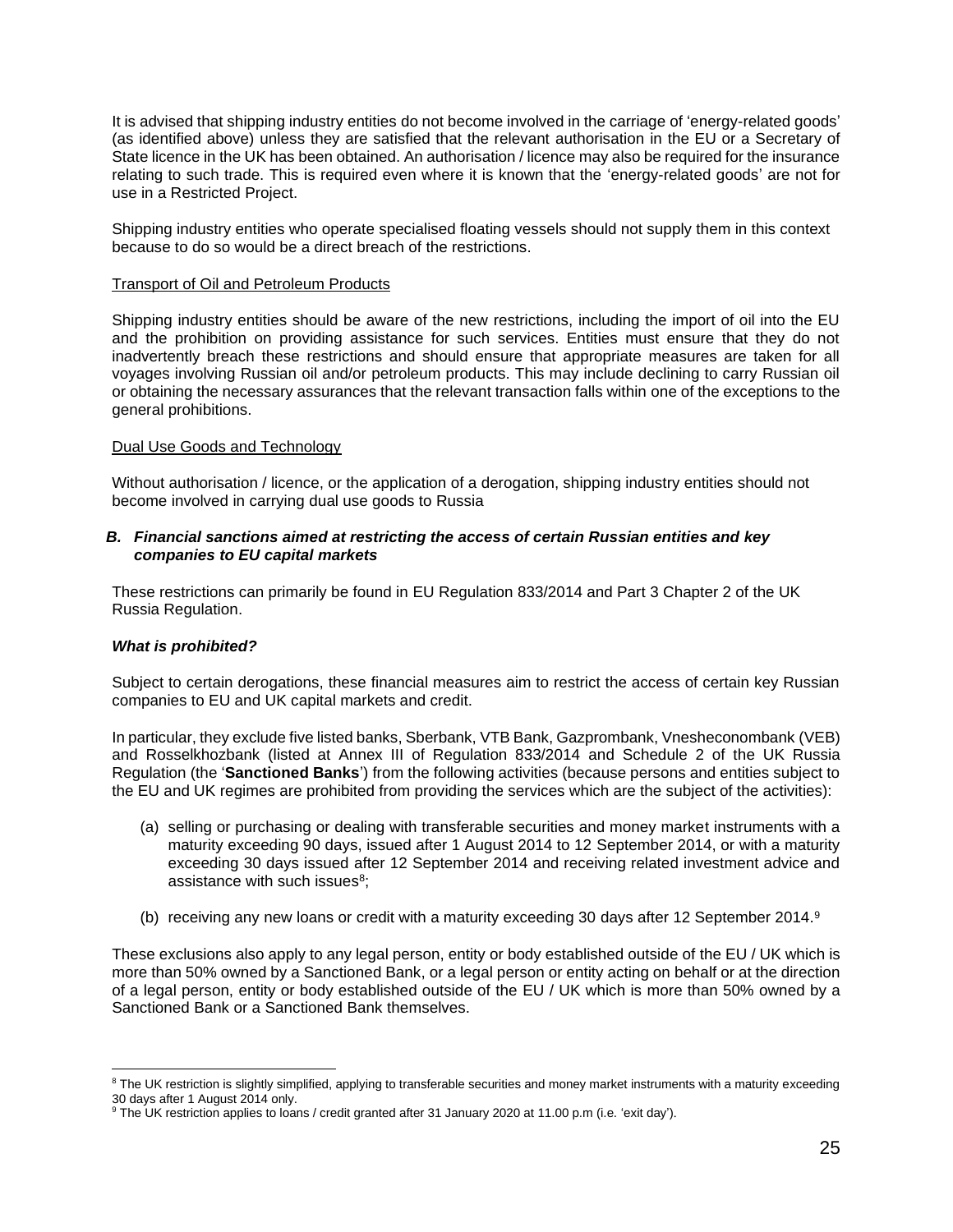It is advised that shipping industry entities do not become involved in the carriage of 'energy-related goods' (as identified above) unless they are satisfied that the relevant authorisation in the EU or a Secretary of State licence in the UK has been obtained. An authorisation / licence may also be required for the insurance relating to such trade. This is required even where it is known that the 'energy-related goods' are not for use in a Restricted Project.

Shipping industry entities who operate specialised floating vessels should not supply them in this context because to do so would be a direct breach of the restrictions.

Transport of Oil and Petroleum Products

Shipping industry entities should be aware of the new restrictions, including the import of oil into the EU and the prohibition on providing assistance for such services. Entities must ensure that they do not inadvertently breach these restrictions and should ensure that appropriate measures are taken for all voyages involving Russian oil and/or petroleum products. This may include declining to carry Russian oil or obtaining the necessary assurances that the relevant transaction falls within one of the exceptions to the general prohibitions.

Dual Use Goods and Technology

Without authorisation / licence, or the application of a derogation, shipping industry entities should not become involved in carrying dual use goods to Russia

### *B. Financial sanctions aimed at restricting the access of certain Russian entities and key companies to EU capital markets*

These restrictions can primarily be found in EU Regulation 833/2014 and Part 3 Chapter 2 of the UK Russia Regulation.

***What is prohibited?***

Subject to certain derogations, these financial measures aim to restrict the access of certain key Russian companies to EU and UK capital markets and credit.

In particular, they exclude five listed banks, Sberbank, VTB Bank, Gazprombank, Vnesheconombank (VEB) and Rosselkhozbank (listed at Annex III of Regulation 833/2014 and Schedule 2 of the UK Russia Regulation (the '**Sanctioned Banks**') from the following activities (because persons and entities subject to the EU and UK regimes are prohibited from providing the services which are the subject of the activities):

(a) selling or purchasing or dealing with transferable securities and money market instruments with a maturity exceeding 90 days, issued after 1 August 2014 to 12 September 2014, or with a maturity exceeding 30 days issued after 12 September 2014 and receiving related investment advice and assistance with such issues[8];

(b) receiving any new loans or credit with a maturity exceeding 30 days after 12 September 2014.[9]

These exclusions also apply to any legal person, entity or body established outside of the EU / UK which is more than 50% owned by a Sanctioned Bank, or a legal person or entity acting on behalf or at the direction of a legal person, entity or body established outside of the EU / UK which is more than 50% owned by a Sanctioned Bank or a Sanctioned Bank themselves.

---

[8] The UK restriction is slightly simplified, applying to transferable securities and money market instruments with a maturity exceeding 30 days after 1 August 2014 only.

[9] The UK restriction applies to loans / credit granted after 31 January 2020 at 11.00 p.m (i.e. 'exit day').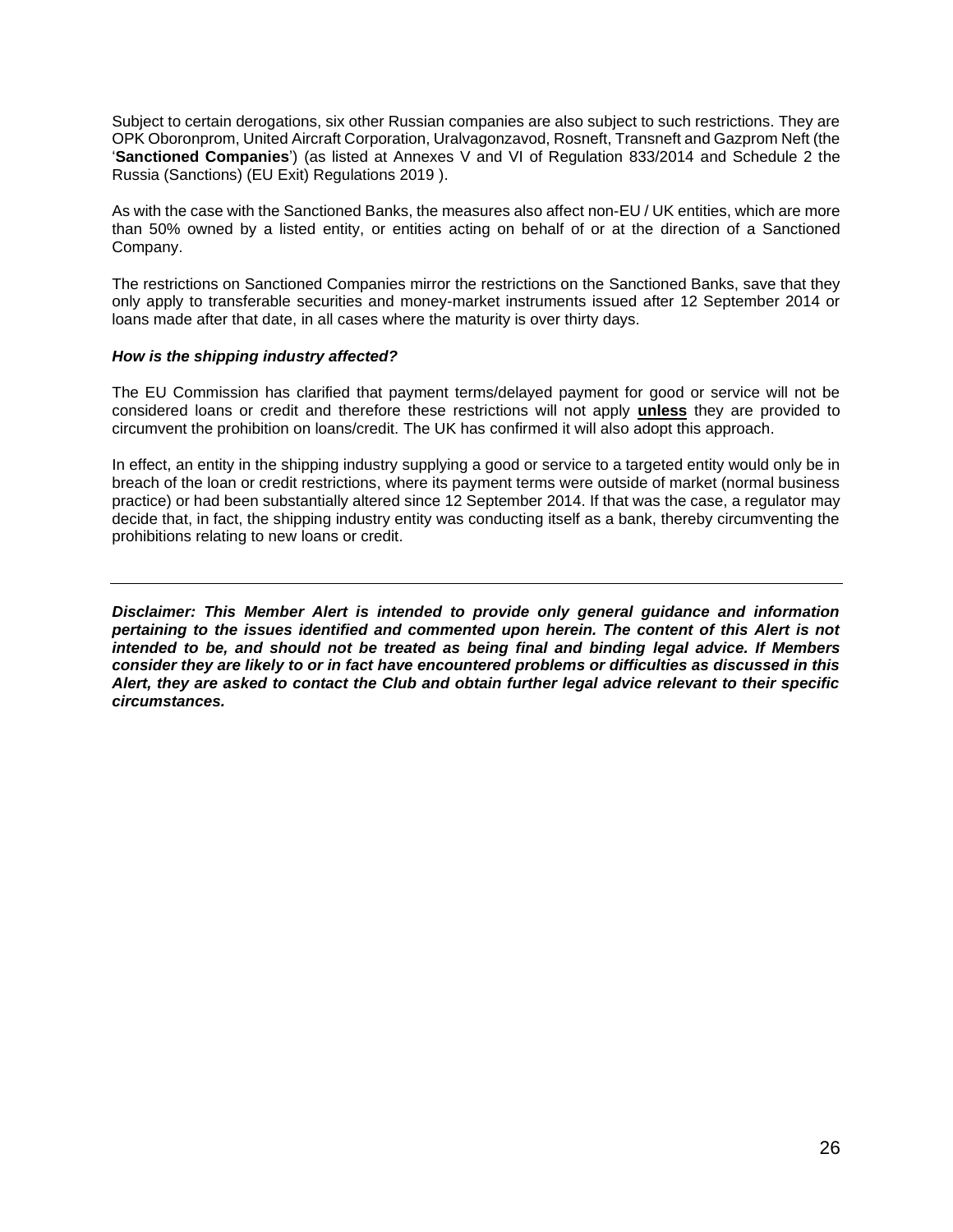Subject to certain derogations, six other Russian companies are also subject to such restrictions. They are OPK Oboronprom, United Aircraft Corporation, Uralvagonzavod, Rosneft, Transneft and Gazprom Neft (the '**Sanctioned Companies**') (as listed at Annexes V and VI of Regulation 833/2014 and Schedule 2 the Russia (Sanctions) (EU Exit) Regulations 2019 ).

As with the case with the Sanctioned Banks, the measures also affect non-EU / UK entities, which are more than 50% owned by a listed entity, or entities acting on behalf of or at the direction of a Sanctioned Company.

The restrictions on Sanctioned Companies mirror the restrictions on the Sanctioned Banks, save that they only apply to transferable securities and money-market instruments issued after 12 September 2014 or loans made after that date, in all cases where the maturity is over thirty days.

***How is the shipping industry affected?***

The EU Commission has clarified that payment terms/delayed payment for good or service will not be considered loans or credit and therefore these restrictions will not apply **unless** they are provided to circumvent the prohibition on loans/credit. The UK has confirmed it will also adopt this approach.

In effect, an entity in the shipping industry supplying a good or service to a targeted entity would only be in breach of the loan or credit restrictions, where its payment terms were outside of market (normal business practice) or had been substantially altered since 12 September 2014. If that was the case, a regulator may decide that, in fact, the shipping industry entity was conducting itself as a bank, thereby circumventing the prohibitions relating to new loans or credit.

---

***Disclaimer: This Member Alert is intended to provide only general guidance and information pertaining to the issues identified and commented upon herein. The content of this Alert is not intended to be, and should not be treated as being final and binding legal advice. If Members consider they are likely to or in fact have encountered problems or difficulties as discussed in this Alert, they are asked to contact the Club and obtain further legal advice relevant to their specific circumstances.***